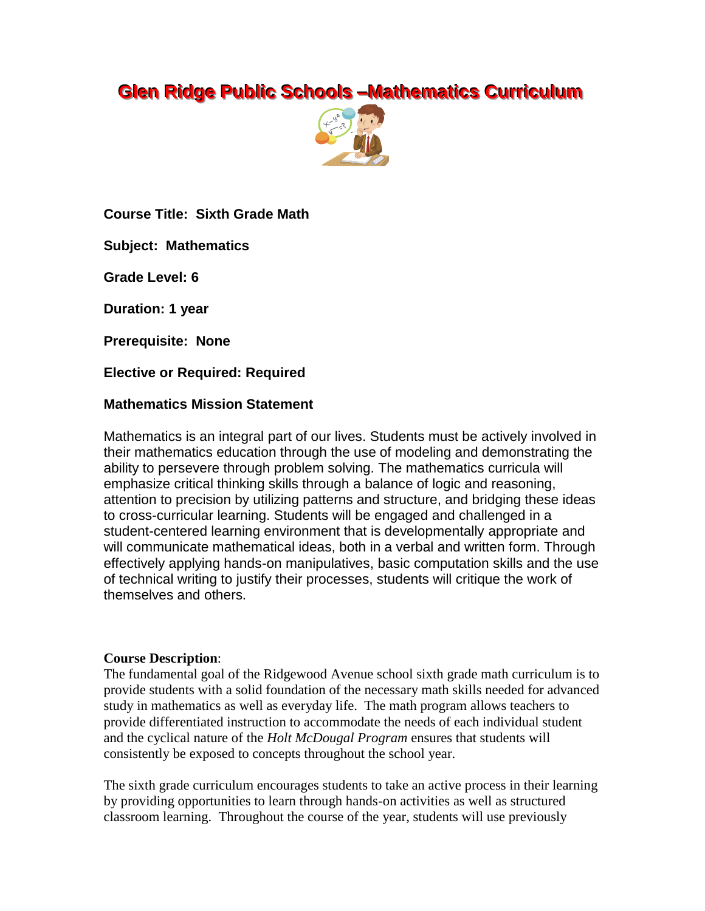# Glen Ridge Public Schools –Mathematics Curriculum

**Course Title: Sixth Grade Math**

**Subject: Mathematics**

**Grade Level: 6**

**Duration: 1 year**

**Prerequisite: None**

**Elective or Required: Required**

**Mathematics Mission Statement**

Mathematics is an integral part of our lives. Students must be actively involved in their mathematics education through the use of modeling and demonstrating the ability to persevere through problem solving. The mathematics curricula will emphasize critical thinking skills through a balance of logic and reasoning, attention to precision by utilizing patterns and structure, and bridging these ideas to cross-curricular learning. Students will be engaged and challenged in a student-centered learning environment that is developmentally appropriate and will communicate mathematical ideas, both in a verbal and written form. Through effectively applying hands-on manipulatives, basic computation skills and the use of technical writing to justify their processes, students will critique the work of themselves and others.

**Course Description**:
The fundamental goal of the Ridgewood Avenue school sixth grade math curriculum is to provide students with a solid foundation of the necessary math skills needed for advanced study in mathematics as well as everyday life. The math program allows teachers to provide differentiated instruction to accommodate the needs of each individual student and the cyclical nature of the *Holt McDougal Program* ensures that students will consistently be exposed to concepts throughout the school year.

The sixth grade curriculum encourages students to take an active process in their learning by providing opportunities to learn through hands-on activities as well as structured classroom learning. Throughout the course of the year, students will use previously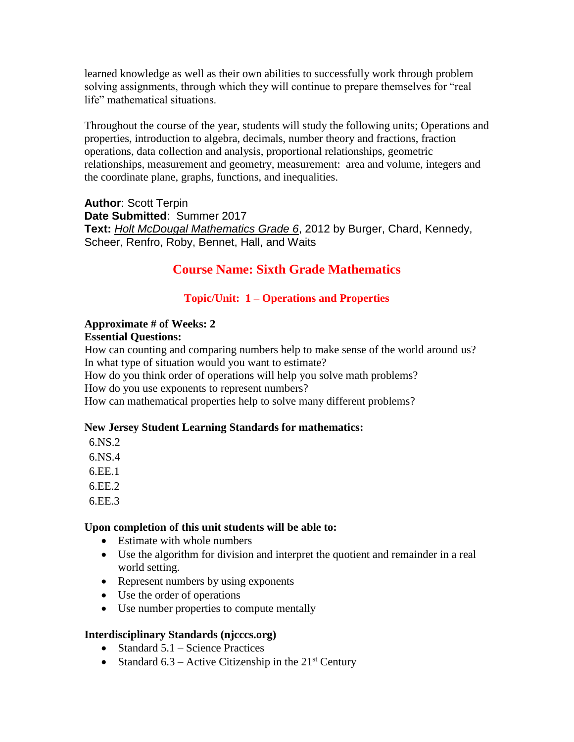learned knowledge as well as their own abilities to successfully work through problem solving assignments, through which they will continue to prepare themselves for "real life" mathematical situations.

Throughout the course of the year, students will study the following units; Operations and properties, introduction to algebra, decimals, number theory and fractions, fraction operations, data collection and analysis, proportional relationships, geometric relationships, measurement and geometry, measurement: area and volume, integers and the coordinate plane, graphs, functions, and inequalities.

**Author**: Scott Terpin
**Date Submitted**: Summer 2017
**Text:** *Holt McDougal Mathematics Grade 6*, 2012 by Burger, Chard, Kennedy, Scheer, Renfro, Roby, Bennet, Hall, and Waits

## Course Name: Sixth Grade Mathematics

### Topic/Unit: 1 – Operations and Properties

**Approximate # of Weeks: 2**
**Essential Questions:**
How can counting and comparing numbers help to make sense of the world around us?
In what type of situation would you want to estimate?
How do you think order of operations will help you solve math problems?
How do you use exponents to represent numbers?
How can mathematical properties help to solve many different problems?

**New Jersey Student Learning Standards for mathematics:**
6.NS.2
6.NS.4
6.EE.1
6.EE.2
6.EE.3

**Upon completion of this unit students will be able to:**

- Estimate with whole numbers
- Use the algorithm for division and interpret the quotient and remainder in a real world setting.
- Represent numbers by using exponents
- Use the order of operations
- Use number properties to compute mentally

**Interdisciplinary Standards (njcccs.org)**

- Standard 5.1 – Science Practices
- Standard 6.3 – Active Citizenship in the 21st Century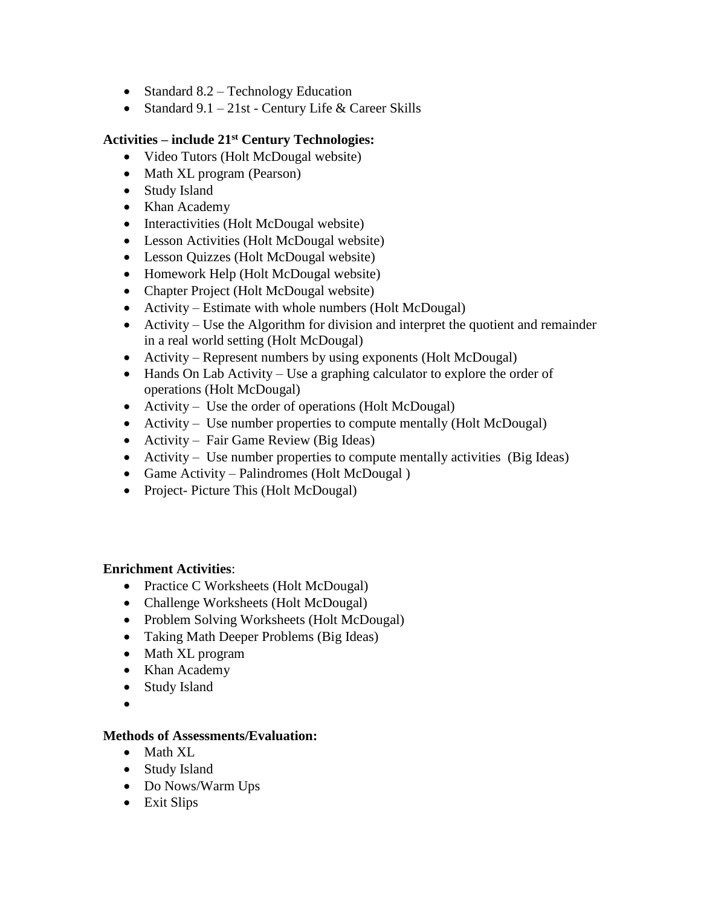- Standard 8.2 – Technology Education
- Standard 9.1 – 21st - Century Life & Career Skills

**Activities – include 21st Century Technologies:**

- Video Tutors (Holt McDougal website)
- Math XL program (Pearson)
- Study Island
- Khan Academy
- Interactivities (Holt McDougal website)
- Lesson Activities (Holt McDougal website)
- Lesson Quizzes (Holt McDougal website)
- Homework Help (Holt McDougal website)
- Chapter Project (Holt McDougal website)
- Activity – Estimate with whole numbers (Holt McDougal)
- Activity – Use the Algorithm for division and interpret the quotient and remainder in a real world setting (Holt McDougal)
- Activity – Represent numbers by using exponents (Holt McDougal)
- Hands On Lab Activity – Use a graphing calculator to explore the order of operations (Holt McDougal)
- Activity – Use the order of operations (Holt McDougal)
- Activity – Use number properties to compute mentally (Holt McDougal)
- Activity – Fair Game Review (Big Ideas)
- Activity – Use number properties to compute mentally activities (Big Ideas)
- Game Activity – Palindromes (Holt McDougal )
- Project- Picture This (Holt McDougal)

**Enrichment Activities**:

- Practice C Worksheets (Holt McDougal)
- Challenge Worksheets (Holt McDougal)
- Problem Solving Worksheets (Holt McDougal)
- Taking Math Deeper Problems (Big Ideas)
- Math XL program
- Khan Academy
- Study Island
-

**Methods of Assessments/Evaluation:**

- Math XL
- Study Island
- Do Nows/Warm Ups
- Exit Slips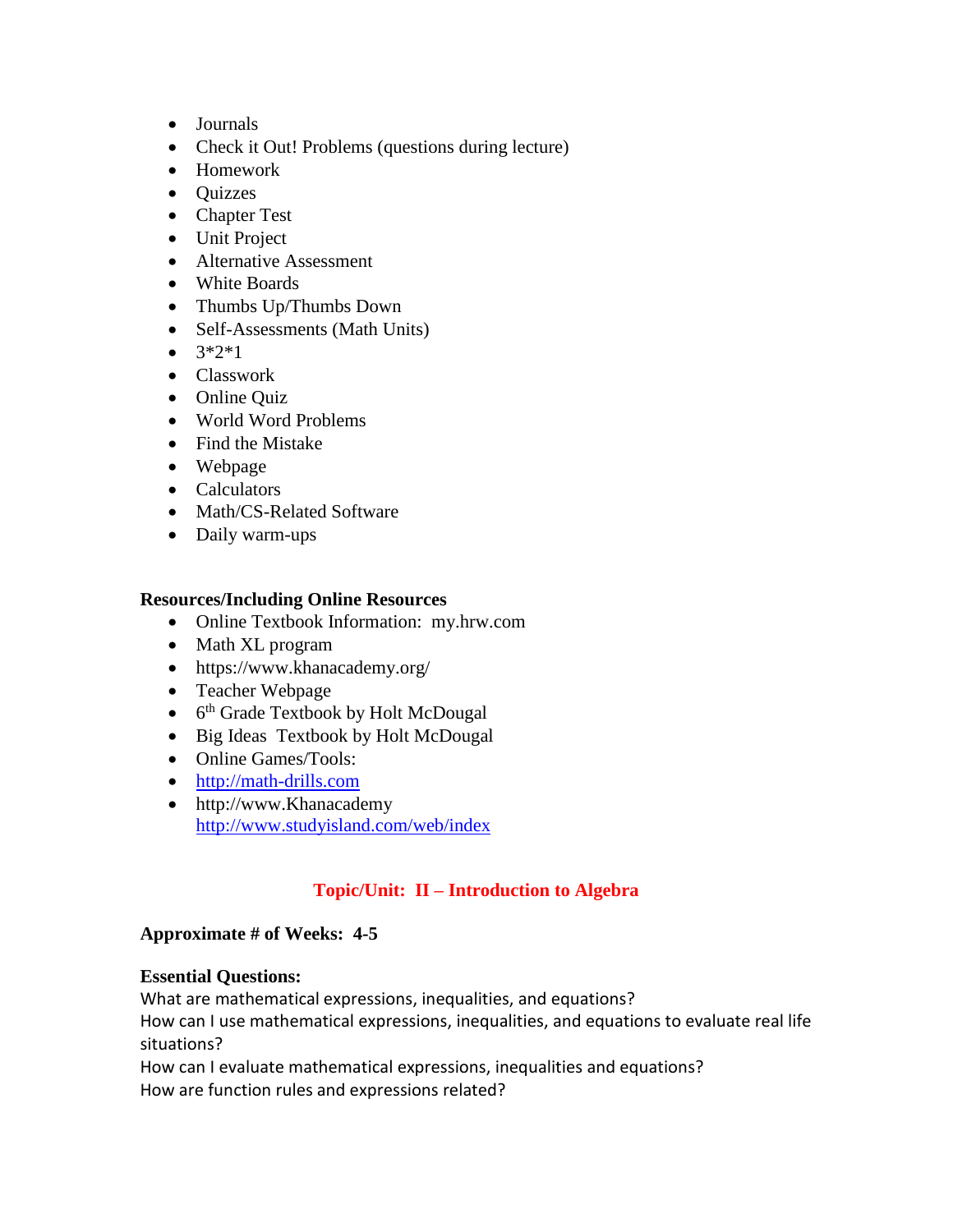- Journals
- Check it Out! Problems (questions during lecture)
- Homework
- Quizzes
- Chapter Test
- Unit Project
- Alternative Assessment
- White Boards
- Thumbs Up/Thumbs Down
- Self-Assessments (Math Units)
- 3*2*1
- Classwork
- Online Quiz
- World Word Problems
- Find the Mistake
- Webpage
- Calculators
- Math/CS-Related Software
- Daily warm-ups

**Resources/Including Online Resources**

- Online Textbook Information: my.hrw.com
- Math XL program
- https://www.khanacademy.org/
- Teacher Webpage
- 6th Grade Textbook by Holt McDougal
- Big Ideas Textbook by Holt McDougal
- Online Games/Tools:
- http://math-drills.com
- http://www.Khanacademy
  http://www.studyisland.com/web/index

## Topic/Unit: II – Introduction to Algebra

**Approximate # of Weeks: 4-5**

**Essential Questions:**

What are mathematical expressions, inequalities, and equations?
How can I use mathematical expressions, inequalities, and equations to evaluate real life situations?
How can I evaluate mathematical expressions, inequalities and equations?
How are function rules and expressions related?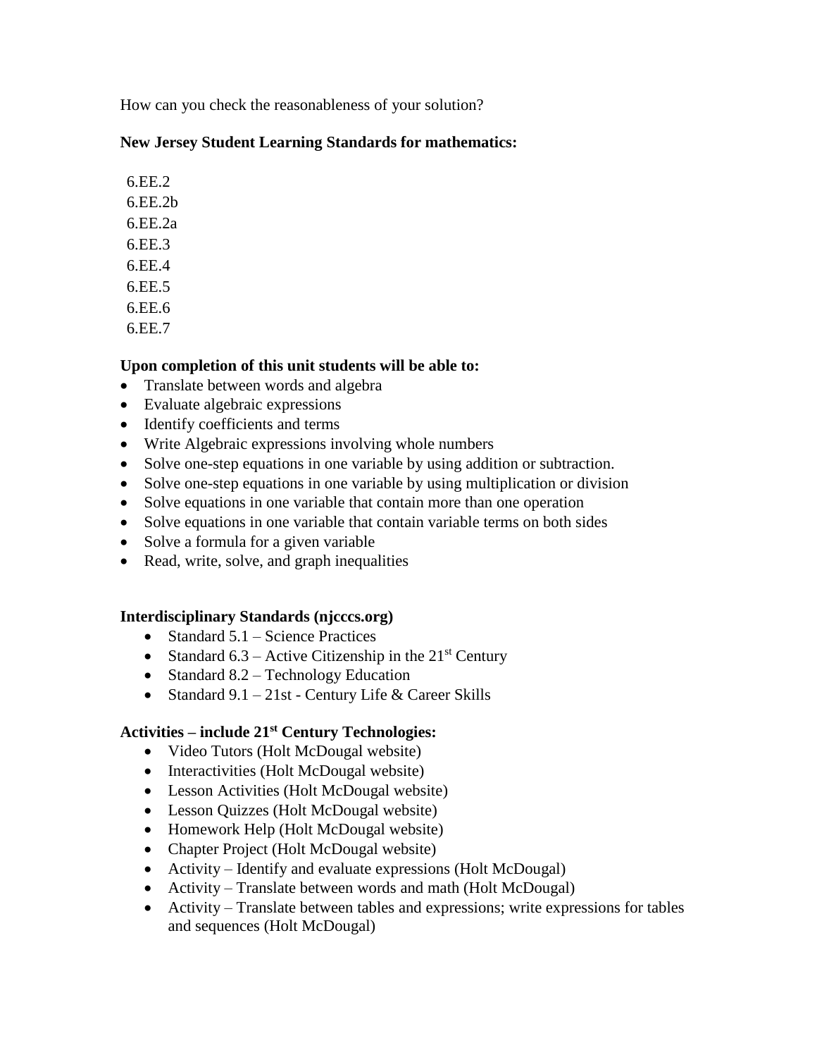How can you check the reasonableness of your solution?

**New Jersey Student Learning Standards for mathematics:**

6.EE.2
6.EE.2b
6.EE.2a
6.EE.3
6.EE.4
6.EE.5
6.EE.6
6.EE.7

**Upon completion of this unit students will be able to:**

- Translate between words and algebra
- Evaluate algebraic expressions
- Identify coefficients and terms
- Write Algebraic expressions involving whole numbers
- Solve one-step equations in one variable by using addition or subtraction.
- Solve one-step equations in one variable by using multiplication or division
- Solve equations in one variable that contain more than one operation
- Solve equations in one variable that contain variable terms on both sides
- Solve a formula for a given variable
- Read, write, solve, and graph inequalities

**Interdisciplinary Standards (njcccs.org)**

- Standard 5.1 – Science Practices
- Standard 6.3 – Active Citizenship in the 21st Century
- Standard 8.2 – Technology Education
- Standard 9.1 – 21st - Century Life & Career Skills

**Activities – include 21st Century Technologies:**

- Video Tutors (Holt McDougal website)
- Interactivities (Holt McDougal website)
- Lesson Activities (Holt McDougal website)
- Lesson Quizzes (Holt McDougal website)
- Homework Help (Holt McDougal website)
- Chapter Project (Holt McDougal website)
- Activity – Identify and evaluate expressions (Holt McDougal)
- Activity – Translate between words and math (Holt McDougal)
- Activity – Translate between tables and expressions; write expressions for tables and sequences (Holt McDougal)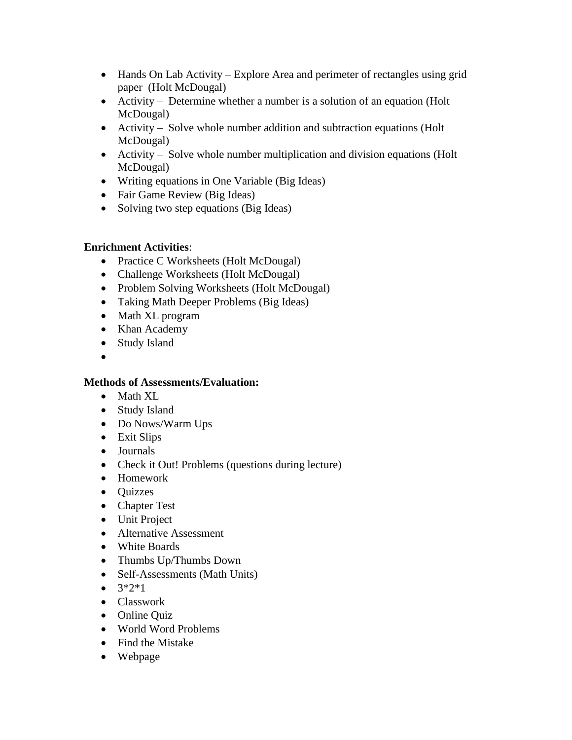- Hands On Lab Activity – Explore Area and perimeter of rectangles using grid paper (Holt McDougal)
- Activity – Determine whether a number is a solution of an equation (Holt McDougal)
- Activity – Solve whole number addition and subtraction equations (Holt McDougal)
- Activity – Solve whole number multiplication and division equations (Holt McDougal)
- Writing equations in One Variable (Big Ideas)
- Fair Game Review (Big Ideas)
- Solving two step equations (Big Ideas)

**Enrichment Activities**:

- Practice C Worksheets (Holt McDougal)
- Challenge Worksheets (Holt McDougal)
- Problem Solving Worksheets (Holt McDougal)
- Taking Math Deeper Problems (Big Ideas)
- Math XL program
- Khan Academy
- Study Island
-

**Methods of Assessments/Evaluation:**

- Math XL
- Study Island
- Do Nows/Warm Ups
- Exit Slips
- Journals
- Check it Out! Problems (questions during lecture)
- Homework
- Quizzes
- Chapter Test
- Unit Project
- Alternative Assessment
- White Boards
- Thumbs Up/Thumbs Down
- Self-Assessments (Math Units)
- 3*2*1
- Classwork
- Online Quiz
- World Word Problems
- Find the Mistake
- Webpage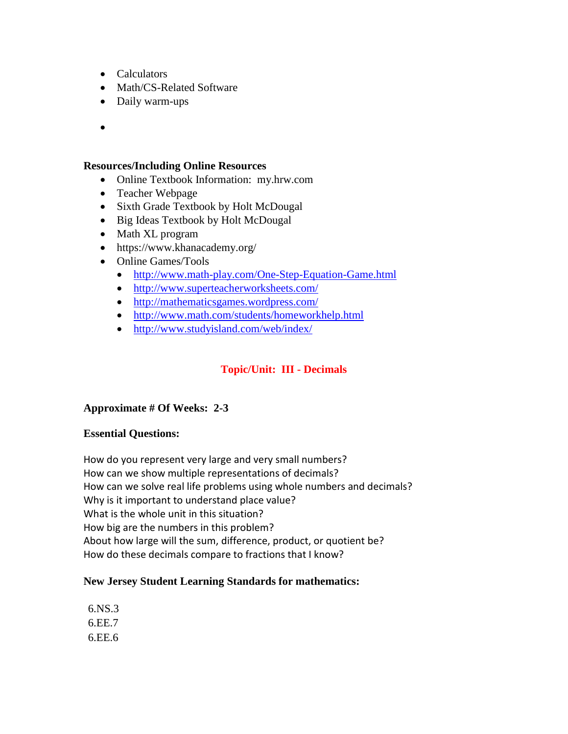- Calculators
- Math/CS-Related Software
- Daily warm-ups
- 

**Resources/Including Online Resources**

- Online Textbook Information: my.hrw.com
- Teacher Webpage
- Sixth Grade Textbook by Holt McDougal
- Big Ideas Textbook by Holt McDougal
- Math XL program
- https://www.khanacademy.org/
- Online Games/Tools
  - http://www.math-play.com/One-Step-Equation-Game.html
  - http://www.superteacherworksheets.com/
  - http://mathematicsgames.wordpress.com/
  - http://www.math.com/students/homeworkhelp.html
  - http://www.studyisland.com/web/index/

## Topic/Unit: III - Decimals

**Approximate # Of Weeks: 2-3**

**Essential Questions:**

How do you represent very large and very small numbers?
How can we show multiple representations of decimals?
How can we solve real life problems using whole numbers and decimals?
Why is it important to understand place value?
What is the whole unit in this situation?
How big are the numbers in this problem?
About how large will the sum, difference, product, or quotient be?
How do these decimals compare to fractions that I know?

**New Jersey Student Learning Standards for mathematics:**

6.NS.3
6.EE.7
6.EE.6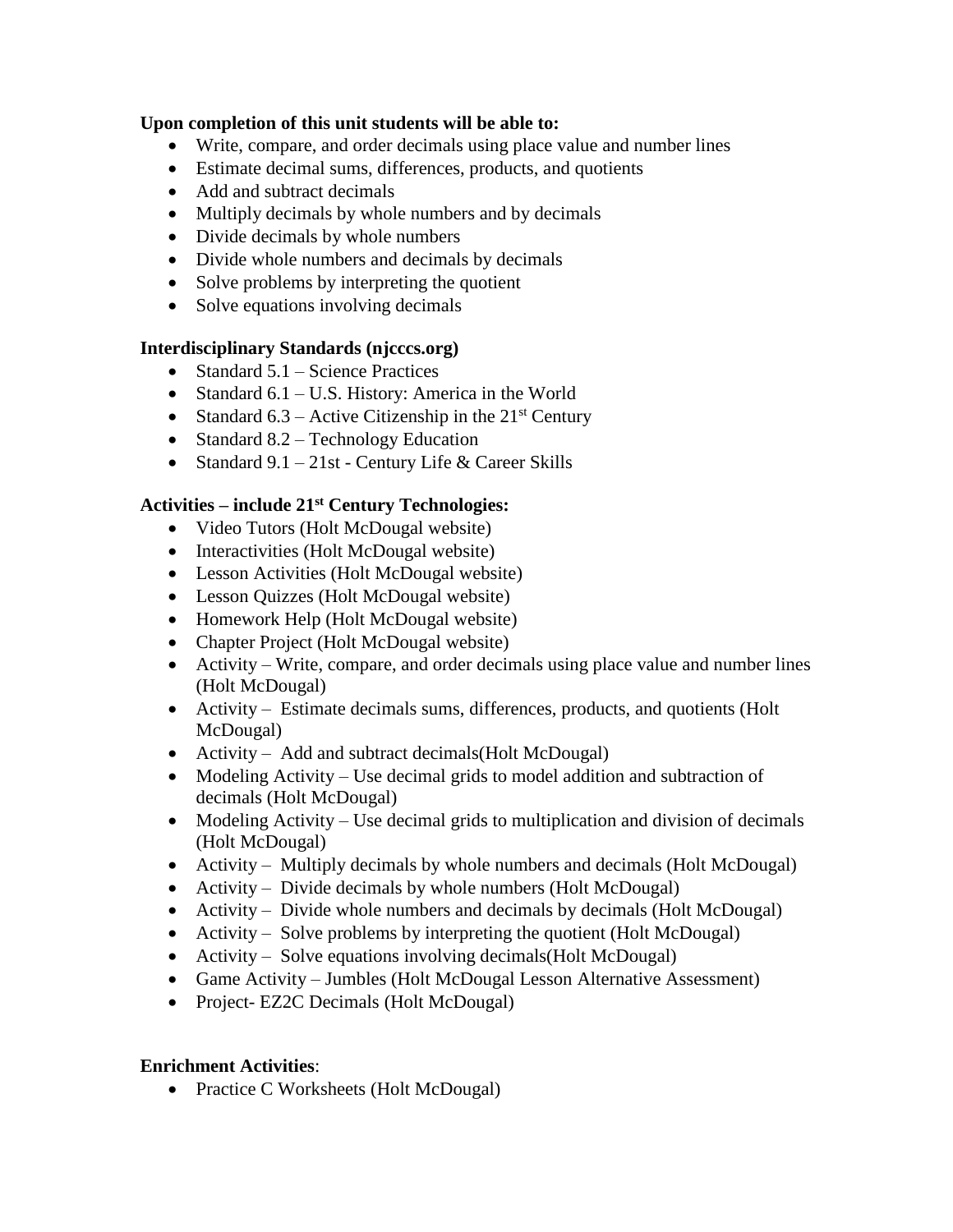**Upon completion of this unit students will be able to:**

- Write, compare, and order decimals using place value and number lines
- Estimate decimal sums, differences, products, and quotients
- Add and subtract decimals
- Multiply decimals by whole numbers and by decimals
- Divide decimals by whole numbers
- Divide whole numbers and decimals by decimals
- Solve problems by interpreting the quotient
- Solve equations involving decimals

**Interdisciplinary Standards (njcccs.org)**

- Standard 5.1 – Science Practices
- Standard 6.1 – U.S. History: America in the World
- Standard 6.3 – Active Citizenship in the 21st Century
- Standard 8.2 – Technology Education
- Standard 9.1 – 21st - Century Life & Career Skills

**Activities – include 21st Century Technologies:**

- Video Tutors (Holt McDougal website)
- Interactivities (Holt McDougal website)
- Lesson Activities (Holt McDougal website)
- Lesson Quizzes (Holt McDougal website)
- Homework Help (Holt McDougal website)
- Chapter Project (Holt McDougal website)
- Activity – Write, compare, and order decimals using place value and number lines (Holt McDougal)
- Activity – Estimate decimals sums, differences, products, and quotients (Holt McDougal)
- Activity – Add and subtract decimals(Holt McDougal)
- Modeling Activity – Use decimal grids to model addition and subtraction of decimals (Holt McDougal)
- Modeling Activity – Use decimal grids to multiplication and division of decimals (Holt McDougal)
- Activity – Multiply decimals by whole numbers and decimals (Holt McDougal)
- Activity – Divide decimals by whole numbers (Holt McDougal)
- Activity – Divide whole numbers and decimals by decimals (Holt McDougal)
- Activity – Solve problems by interpreting the quotient (Holt McDougal)
- Activity – Solve equations involving decimals(Holt McDougal)
- Game Activity – Jumbles (Holt McDougal Lesson Alternative Assessment)
- Project- EZ2C Decimals (Holt McDougal)

**Enrichment Activities**:

- Practice C Worksheets (Holt McDougal)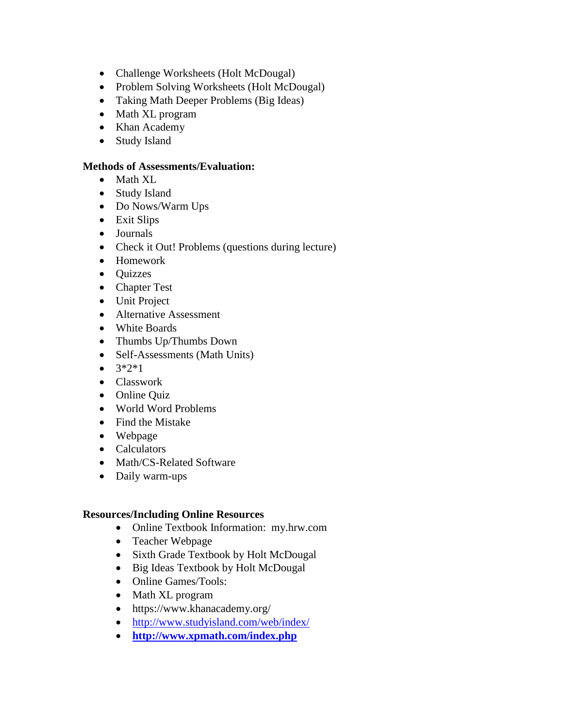- Challenge Worksheets (Holt McDougal)
- Problem Solving Worksheets (Holt McDougal)
- Taking Math Deeper Problems (Big Ideas)
- Math XL program
- Khan Academy
- Study Island

**Methods of Assessments/Evaluation:**

- Math XL
- Study Island
- Do Nows/Warm Ups
- Exit Slips
- Journals
- Check it Out! Problems (questions during lecture)
- Homework
- Quizzes
- Chapter Test
- Unit Project
- Alternative Assessment
- White Boards
- Thumbs Up/Thumbs Down
- Self-Assessments (Math Units)
- 3*2*1
- Classwork
- Online Quiz
- World Word Problems
- Find the Mistake
- Webpage
- Calculators
- Math/CS-Related Software
- Daily warm-ups

**Resources/Including Online Resources**

- Online Textbook Information: my.hrw.com
- Teacher Webpage
- Sixth Grade Textbook by Holt McDougal
- Big Ideas Textbook by Holt McDougal
- Online Games/Tools:
- Math XL program
- https://www.khanacademy.org/
- http://www.studyisland.com/web/index/
- **http://www.xpmath.com/index.php**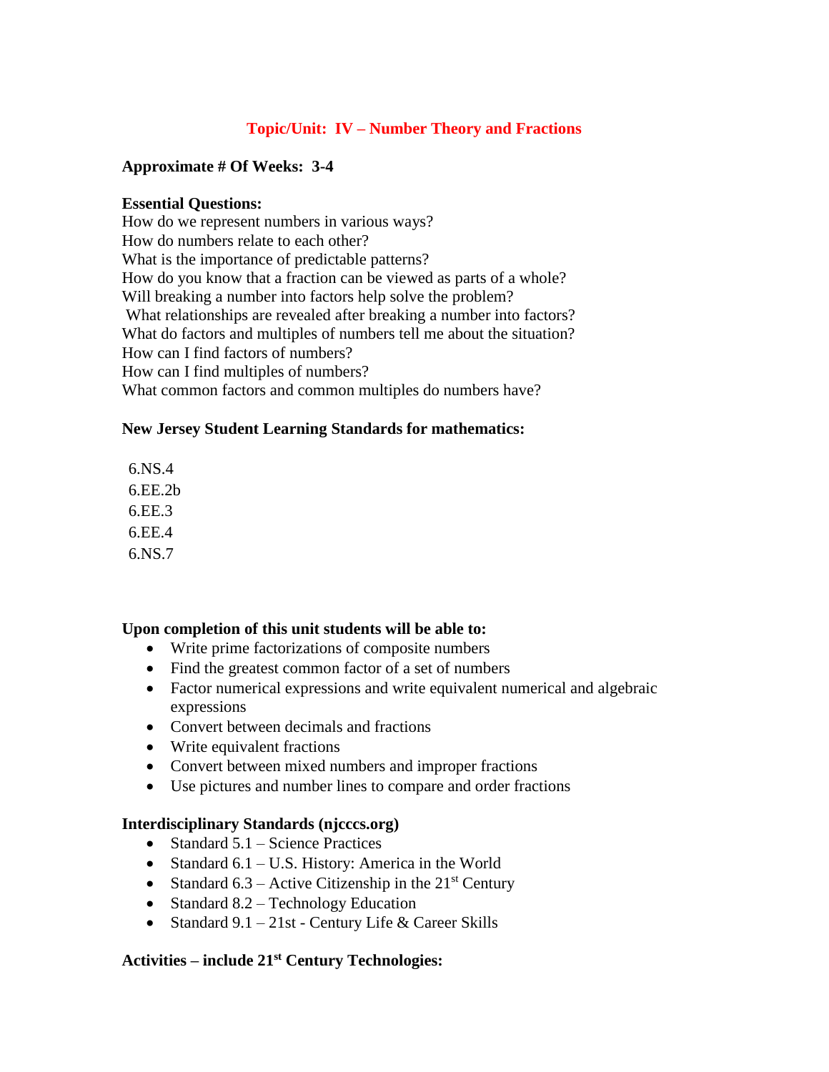## Topic/Unit: IV – Number Theory and Fractions

**Approximate # Of Weeks: 3-4**

**Essential Questions:**
How do we represent numbers in various ways?
How do numbers relate to each other?
What is the importance of predictable patterns?
How do you know that a fraction can be viewed as parts of a whole?
Will breaking a number into factors help solve the problem?
What relationships are revealed after breaking a number into factors?
What do factors and multiples of numbers tell me about the situation?
How can I find factors of numbers?
How can I find multiples of numbers?
What common factors and common multiples do numbers have?

**New Jersey Student Learning Standards for mathematics:**

6.NS.4
6.EE.2b
6.EE.3
6.EE.4
6.NS.7

**Upon completion of this unit students will be able to:**

- Write prime factorizations of composite numbers
- Find the greatest common factor of a set of numbers
- Factor numerical expressions and write equivalent numerical and algebraic expressions
- Convert between decimals and fractions
- Write equivalent fractions
- Convert between mixed numbers and improper fractions
- Use pictures and number lines to compare and order fractions

**Interdisciplinary Standards (njcccs.org)**

- Standard 5.1 – Science Practices
- Standard 6.1 – U.S. History: America in the World
- Standard 6.3 – Active Citizenship in the 21st Century
- Standard 8.2 – Technology Education
- Standard 9.1 – 21st - Century Life & Career Skills

**Activities – include 21st Century Technologies:**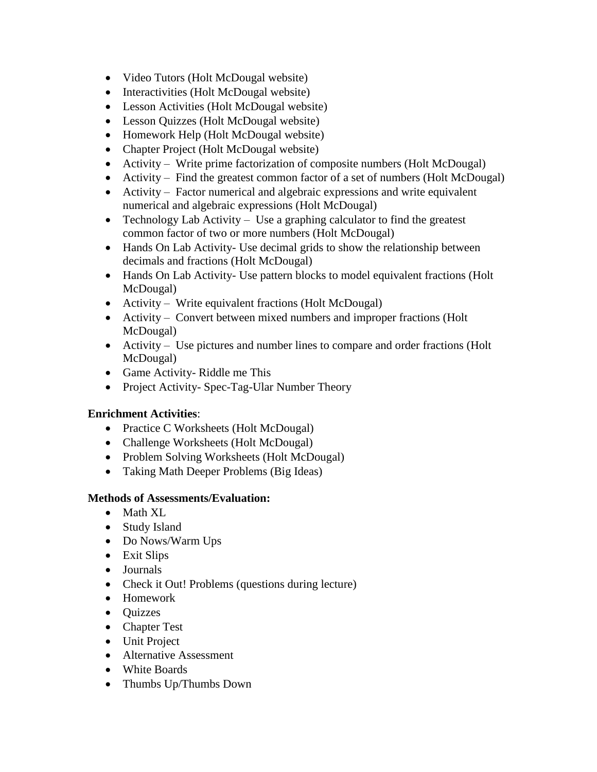- Video Tutors (Holt McDougal website)
- Interactivities (Holt McDougal website)
- Lesson Activities (Holt McDougal website)
- Lesson Quizzes (Holt McDougal website)
- Homework Help (Holt McDougal website)
- Chapter Project (Holt McDougal website)
- Activity – Write prime factorization of composite numbers (Holt McDougal)
- Activity – Find the greatest common factor of a set of numbers (Holt McDougal)
- Activity – Factor numerical and algebraic expressions and write equivalent numerical and algebraic expressions (Holt McDougal)
- Technology Lab Activity – Use a graphing calculator to find the greatest common factor of two or more numbers (Holt McDougal)
- Hands On Lab Activity- Use decimal grids to show the relationship between decimals and fractions (Holt McDougal)
- Hands On Lab Activity- Use pattern blocks to model equivalent fractions (Holt McDougal)
- Activity – Write equivalent fractions (Holt McDougal)
- Activity – Convert between mixed numbers and improper fractions (Holt McDougal)
- Activity – Use pictures and number lines to compare and order fractions (Holt McDougal)
- Game Activity- Riddle me This
- Project Activity- Spec-Tag-Ular Number Theory

**Enrichment Activities**:

- Practice C Worksheets (Holt McDougal)
- Challenge Worksheets (Holt McDougal)
- Problem Solving Worksheets (Holt McDougal)
- Taking Math Deeper Problems (Big Ideas)

**Methods of Assessments/Evaluation:**

- Math XL
- Study Island
- Do Nows/Warm Ups
- Exit Slips
- Journals
- Check it Out! Problems (questions during lecture)
- Homework
- Quizzes
- Chapter Test
- Unit Project
- Alternative Assessment
- White Boards
- Thumbs Up/Thumbs Down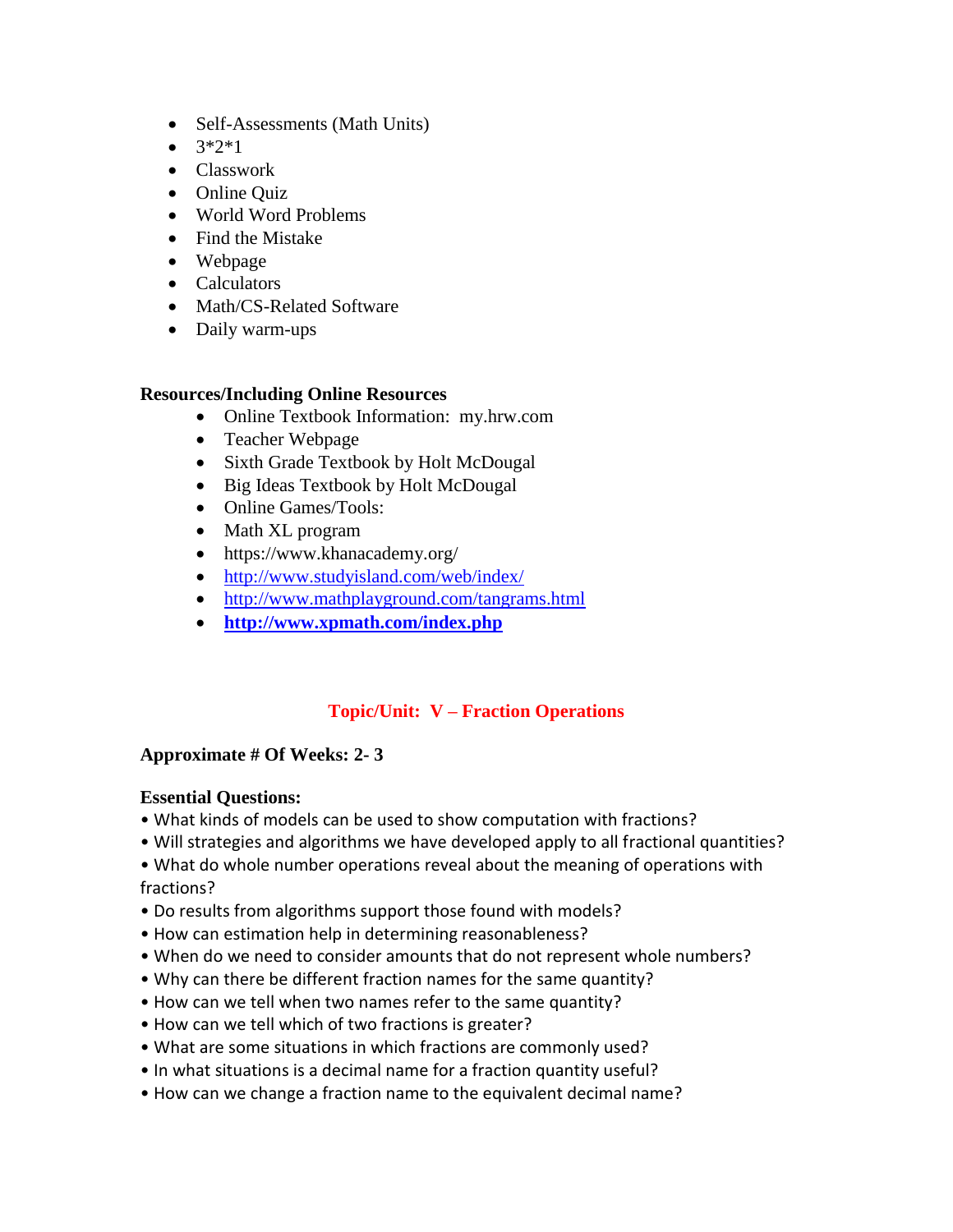- Self-Assessments (Math Units)
- 3*2*1
- Classwork
- Online Quiz
- World Word Problems
- Find the Mistake
- Webpage
- Calculators
- Math/CS-Related Software
- Daily warm-ups

**Resources/Including Online Resources**

- Online Textbook Information: my.hrw.com
- Teacher Webpage
- Sixth Grade Textbook by Holt McDougal
- Big Ideas Textbook by Holt McDougal
- Online Games/Tools:
- Math XL program
- https://www.khanacademy.org/
- http://www.studyisland.com/web/index/
- http://www.mathplayground.com/tangrams.html
- **http://www.xpmath.com/index.php**

## Topic/Unit: V – Fraction Operations

**Approximate # Of Weeks: 2- 3**

**Essential Questions:**

- What kinds of models can be used to show computation with fractions?
- Will strategies and algorithms we have developed apply to all fractional quantities?
- What do whole number operations reveal about the meaning of operations with fractions?
- Do results from algorithms support those found with models?
- How can estimation help in determining reasonableness?
- When do we need to consider amounts that do not represent whole numbers?
- Why can there be different fraction names for the same quantity?
- How can we tell when two names refer to the same quantity?
- How can we tell which of two fractions is greater?
- What are some situations in which fractions are commonly used?
- In what situations is a decimal name for a fraction quantity useful?
- How can we change a fraction name to the equivalent decimal name?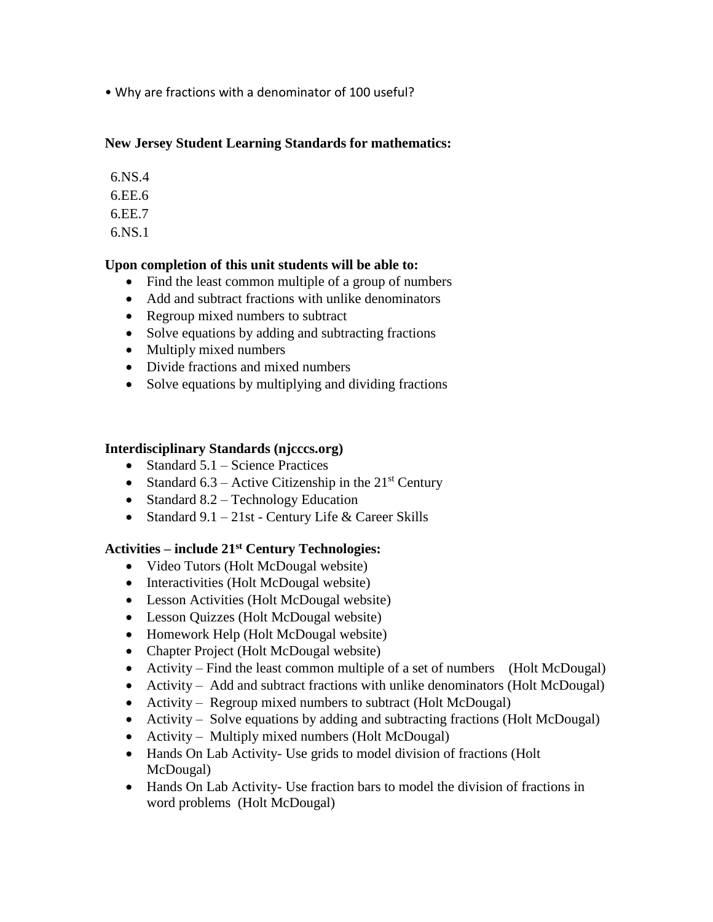- Why are fractions with a denominator of 100 useful?

**New Jersey Student Learning Standards for mathematics:**

6.NS.4
6.EE.6
6.EE.7
6.NS.1

**Upon completion of this unit students will be able to:**

- Find the least common multiple of a group of numbers
- Add and subtract fractions with unlike denominators
- Regroup mixed numbers to subtract
- Solve equations by adding and subtracting fractions
- Multiply mixed numbers
- Divide fractions and mixed numbers
- Solve equations by multiplying and dividing fractions

**Interdisciplinary Standards (njcccs.org)**

- Standard 5.1 – Science Practices
- Standard 6.3 – Active Citizenship in the 21st Century
- Standard 8.2 – Technology Education
- Standard 9.1 – 21st - Century Life & Career Skills

**Activities – include 21st Century Technologies:**

- Video Tutors (Holt McDougal website)
- Interactivities (Holt McDougal website)
- Lesson Activities (Holt McDougal website)
- Lesson Quizzes (Holt McDougal website)
- Homework Help (Holt McDougal website)
- Chapter Project (Holt McDougal website)
- Activity – Find the least common multiple of a set of numbers (Holt McDougal)
- Activity – Add and subtract fractions with unlike denominators (Holt McDougal)
- Activity – Regroup mixed numbers to subtract (Holt McDougal)
- Activity – Solve equations by adding and subtracting fractions (Holt McDougal)
- Activity – Multiply mixed numbers (Holt McDougal)
- Hands On Lab Activity- Use grids to model division of fractions (Holt McDougal)
- Hands On Lab Activity- Use fraction bars to model the division of fractions in word problems (Holt McDougal)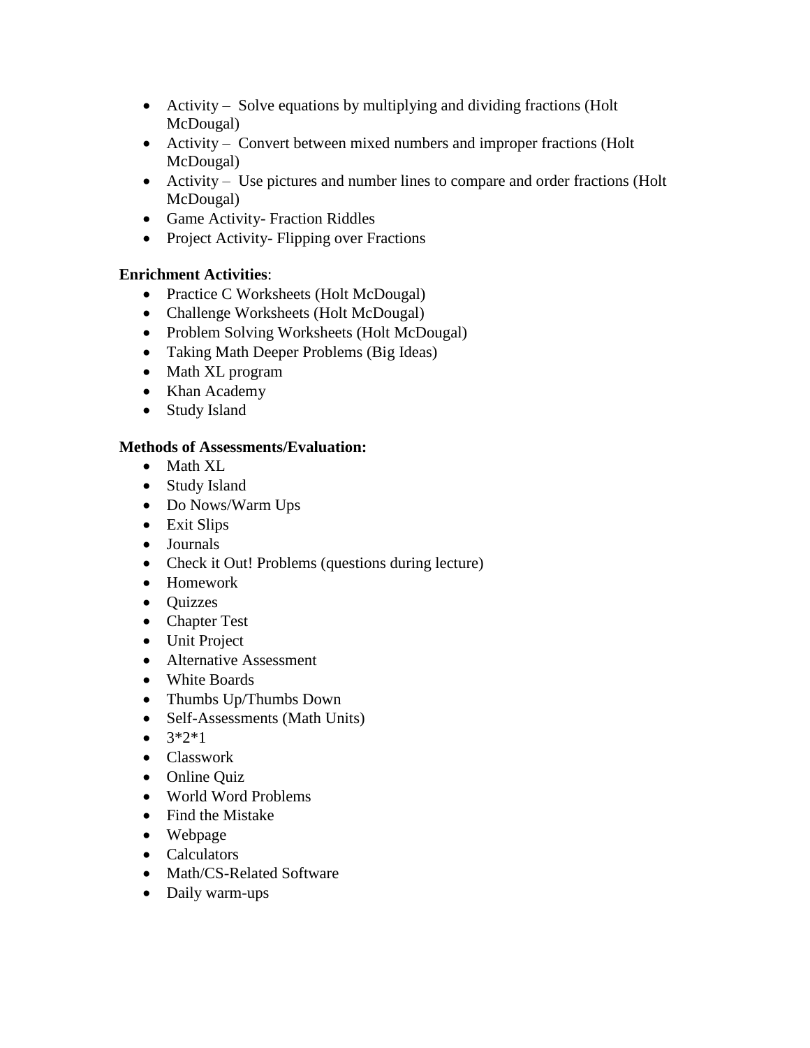- Activity – Solve equations by multiplying and dividing fractions (Holt McDougal)
- Activity – Convert between mixed numbers and improper fractions (Holt McDougal)
- Activity – Use pictures and number lines to compare and order fractions (Holt McDougal)
- Game Activity- Fraction Riddles
- Project Activity- Flipping over Fractions

**Enrichment Activities**:

- Practice C Worksheets (Holt McDougal)
- Challenge Worksheets (Holt McDougal)
- Problem Solving Worksheets (Holt McDougal)
- Taking Math Deeper Problems (Big Ideas)
- Math XL program
- Khan Academy
- Study Island

**Methods of Assessments/Evaluation:**

- Math XL
- Study Island
- Do Nows/Warm Ups
- Exit Slips
- Journals
- Check it Out! Problems (questions during lecture)
- Homework
- Quizzes
- Chapter Test
- Unit Project
- Alternative Assessment
- White Boards
- Thumbs Up/Thumbs Down
- Self-Assessments (Math Units)
- 3*2*1
- Classwork
- Online Quiz
- World Word Problems
- Find the Mistake
- Webpage
- Calculators
- Math/CS-Related Software
- Daily warm-ups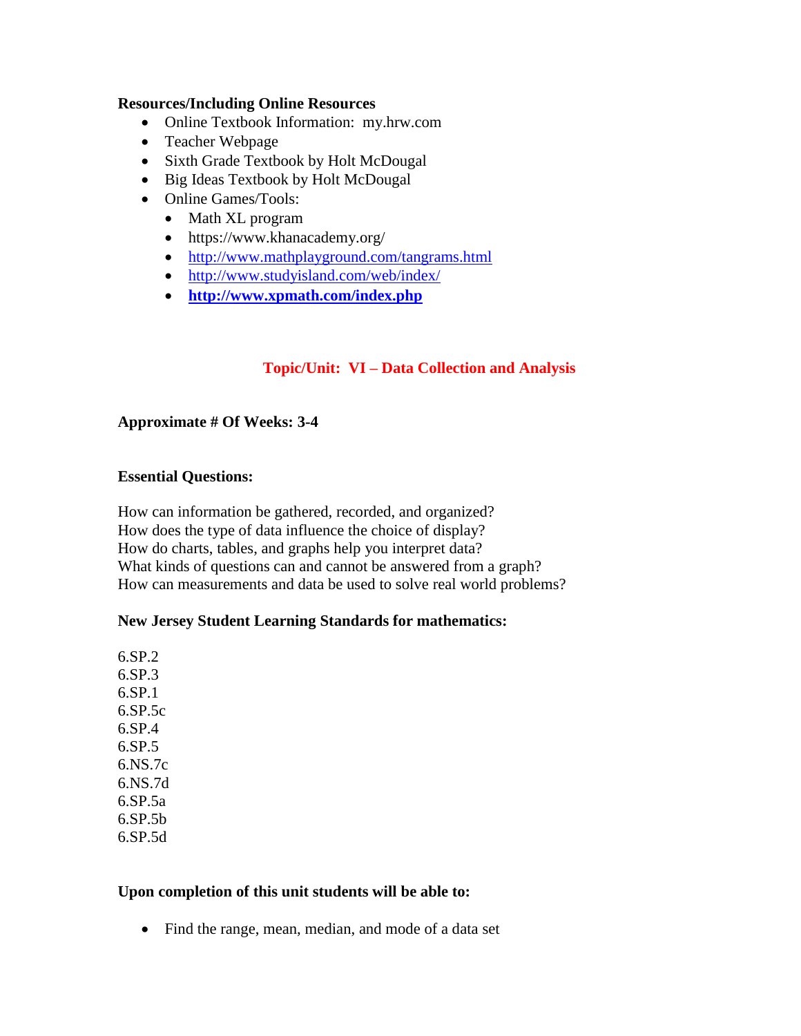**Resources/Including Online Resources**

- Online Textbook Information: my.hrw.com
- Teacher Webpage
- Sixth Grade Textbook by Holt McDougal
- Big Ideas Textbook by Holt McDougal
- Online Games/Tools:
  - Math XL program
  - https://www.khanacademy.org/
  - http://www.mathplayground.com/tangrams.html
  - http://www.studyisland.com/web/index/
  - **http://www.xpmath.com/index.php**

## Topic/Unit: VI – Data Collection and Analysis

**Approximate # Of Weeks: 3-4**

**Essential Questions:**

How can information be gathered, recorded, and organized?
How does the type of data influence the choice of display?
How do charts, tables, and graphs help you interpret data?
What kinds of questions can and cannot be answered from a graph?
How can measurements and data be used to solve real world problems?

**New Jersey Student Learning Standards for mathematics:**

6.SP.2
6.SP.3
6.SP.1
6.SP.5c
6.SP.4
6.SP.5
6.NS.7c
6.NS.7d
6.SP.5a
6.SP.5b
6.SP.5d

**Upon completion of this unit students will be able to:**

- Find the range, mean, median, and mode of a data set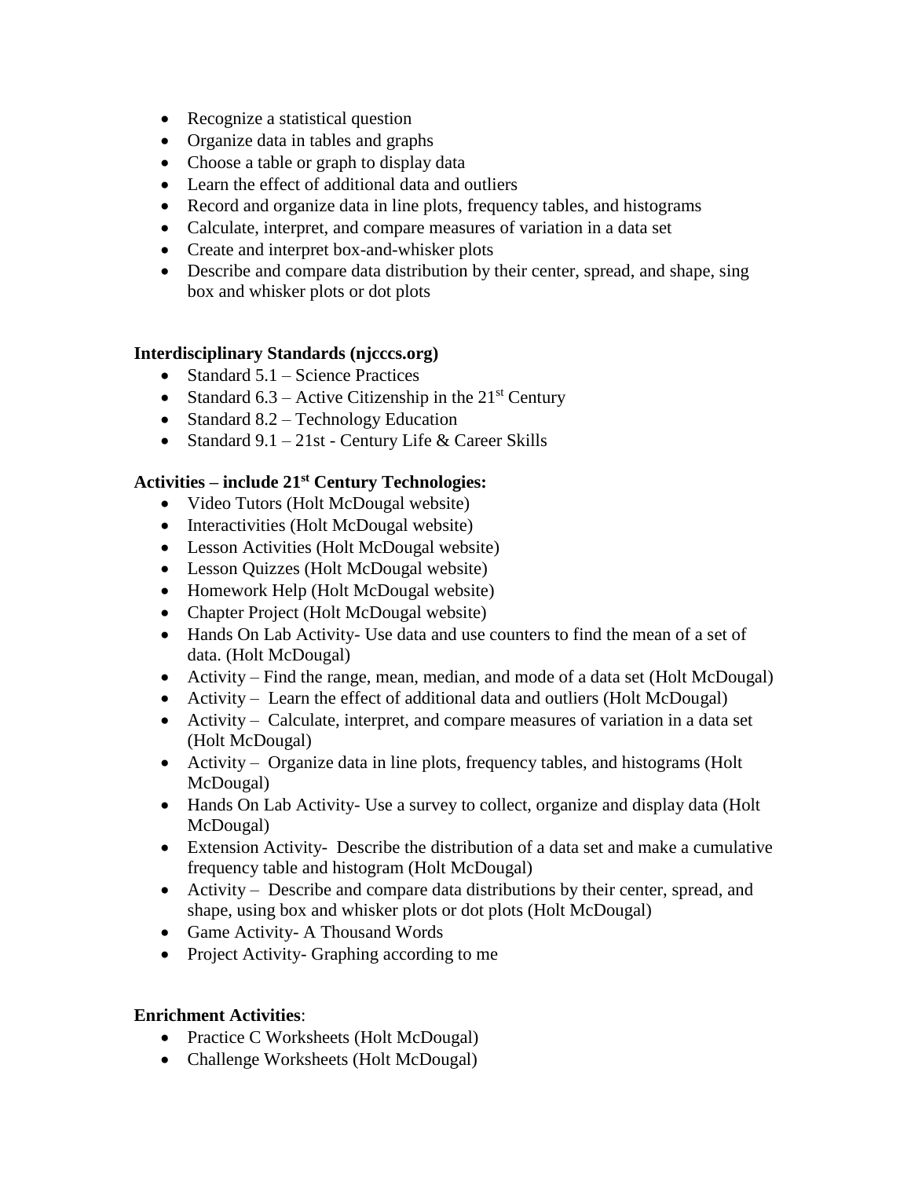- Recognize a statistical question
- Organize data in tables and graphs
- Choose a table or graph to display data
- Learn the effect of additional data and outliers
- Record and organize data in line plots, frequency tables, and histograms
- Calculate, interpret, and compare measures of variation in a data set
- Create and interpret box-and-whisker plots
- Describe and compare data distribution by their center, spread, and shape, sing box and whisker plots or dot plots

**Interdisciplinary Standards (njcccs.org)**

- Standard 5.1 – Science Practices
- Standard 6.3 – Active Citizenship in the 21st Century
- Standard 8.2 – Technology Education
- Standard 9.1 – 21st - Century Life & Career Skills

**Activities – include 21st Century Technologies:**

- Video Tutors (Holt McDougal website)
- Interactivities (Holt McDougal website)
- Lesson Activities (Holt McDougal website)
- Lesson Quizzes (Holt McDougal website)
- Homework Help (Holt McDougal website)
- Chapter Project (Holt McDougal website)
- Hands On Lab Activity- Use data and use counters to find the mean of a set of data. (Holt McDougal)
- Activity – Find the range, mean, median, and mode of a data set (Holt McDougal)
- Activity – Learn the effect of additional data and outliers (Holt McDougal)
- Activity – Calculate, interpret, and compare measures of variation in a data set (Holt McDougal)
- Activity – Organize data in line plots, frequency tables, and histograms (Holt McDougal)
- Hands On Lab Activity- Use a survey to collect, organize and display data (Holt McDougal)
- Extension Activity- Describe the distribution of a data set and make a cumulative frequency table and histogram (Holt McDougal)
- Activity – Describe and compare data distributions by their center, spread, and shape, using box and whisker plots or dot plots (Holt McDougal)
- Game Activity- A Thousand Words
- Project Activity- Graphing according to me

**Enrichment Activities**:

- Practice C Worksheets (Holt McDougal)
- Challenge Worksheets (Holt McDougal)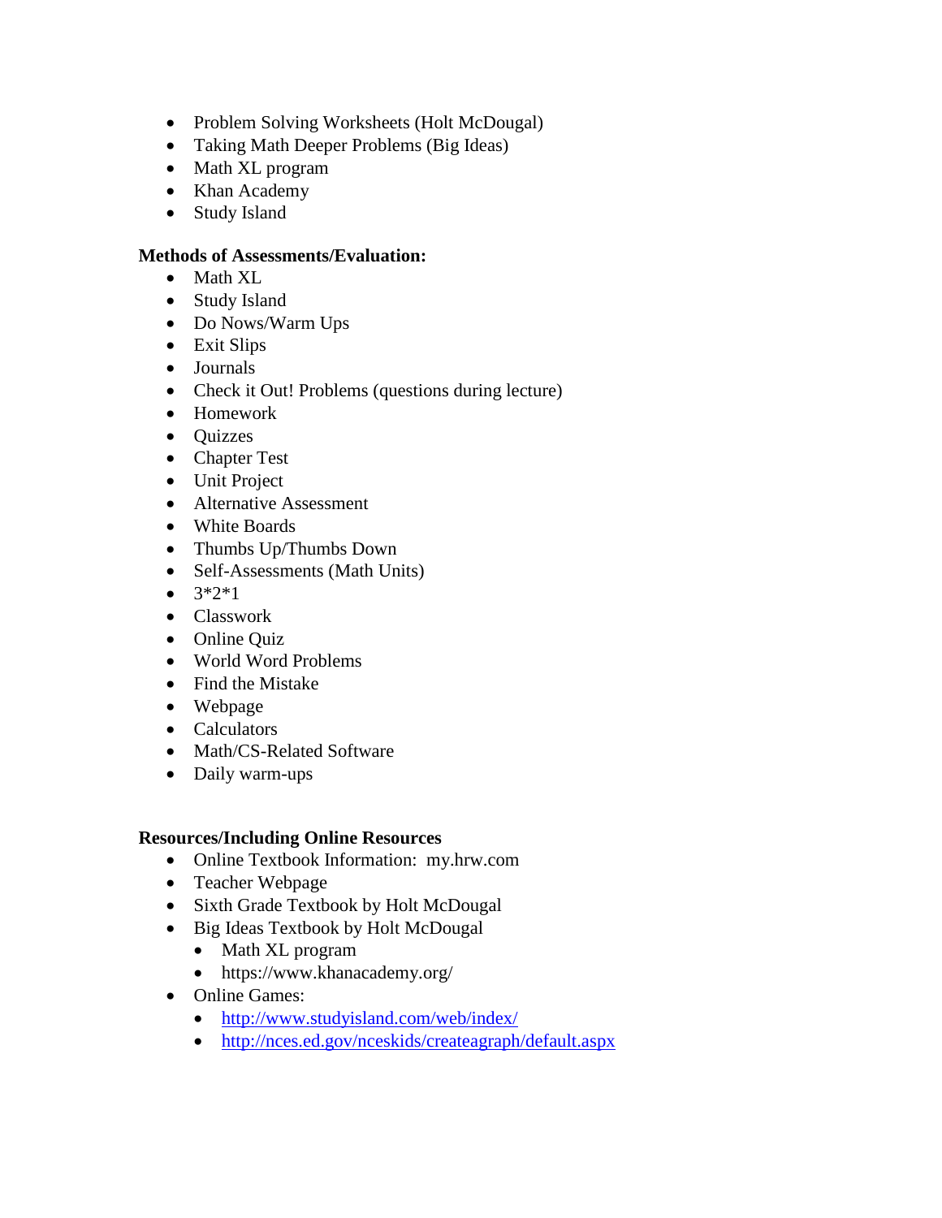- Problem Solving Worksheets (Holt McDougal)
- Taking Math Deeper Problems (Big Ideas)
- Math XL program
- Khan Academy
- Study Island

**Methods of Assessments/Evaluation:**

- Math XL
- Study Island
- Do Nows/Warm Ups
- Exit Slips
- Journals
- Check it Out! Problems (questions during lecture)
- Homework
- Quizzes
- Chapter Test
- Unit Project
- Alternative Assessment
- White Boards
- Thumbs Up/Thumbs Down
- Self-Assessments (Math Units)
- 3*2*1
- Classwork
- Online Quiz
- World Word Problems
- Find the Mistake
- Webpage
- Calculators
- Math/CS-Related Software
- Daily warm-ups

**Resources/Including Online Resources**

- Online Textbook Information: my.hrw.com
- Teacher Webpage
- Sixth Grade Textbook by Holt McDougal
- Big Ideas Textbook by Holt McDougal
  - Math XL program
  - https://www.khanacademy.org/
- Online Games:
  - http://www.studyisland.com/web/index/
  - http://nces.ed.gov/nceskids/createagraph/default.aspx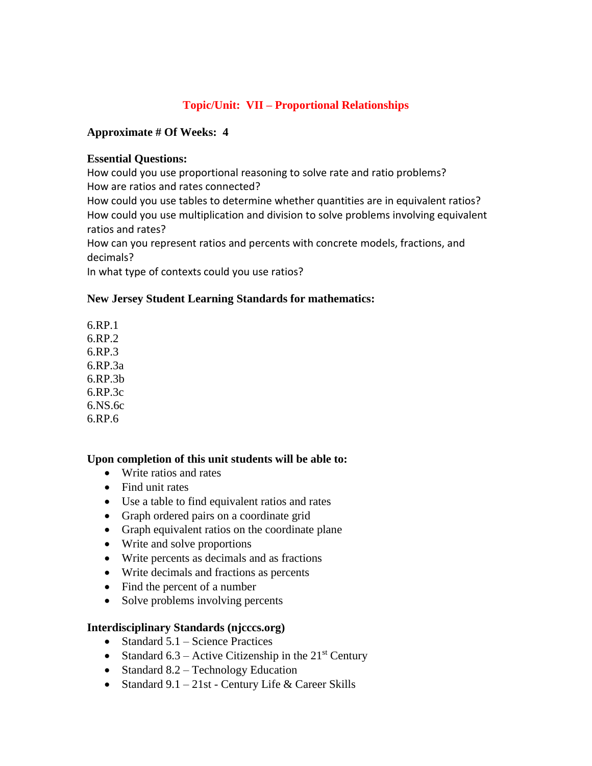## Topic/Unit: VII – Proportional Relationships

**Approximate # Of Weeks: 4**

**Essential Questions:**

How could you use proportional reasoning to solve rate and ratio problems?
How are ratios and rates connected?
How could you use tables to determine whether quantities are in equivalent ratios?
How could you use multiplication and division to solve problems involving equivalent ratios and rates?
How can you represent ratios and percents with concrete models, fractions, and decimals?
In what type of contexts could you use ratios?

**New Jersey Student Learning Standards for mathematics:**

6.RP.1
6.RP.2
6.RP.3
6.RP.3a
6.RP.3b
6.RP.3c
6.NS.6c
6.RP.6

**Upon completion of this unit students will be able to:**

- Write ratios and rates
- Find unit rates
- Use a table to find equivalent ratios and rates
- Graph ordered pairs on a coordinate grid
- Graph equivalent ratios on the coordinate plane
- Write and solve proportions
- Write percents as decimals and as fractions
- Write decimals and fractions as percents
- Find the percent of a number
- Solve problems involving percents

**Interdisciplinary Standards (njcccs.org)**

- Standard 5.1 – Science Practices
- Standard 6.3 – Active Citizenship in the 21st Century
- Standard 8.2 – Technology Education
- Standard 9.1 – 21st - Century Life & Career Skills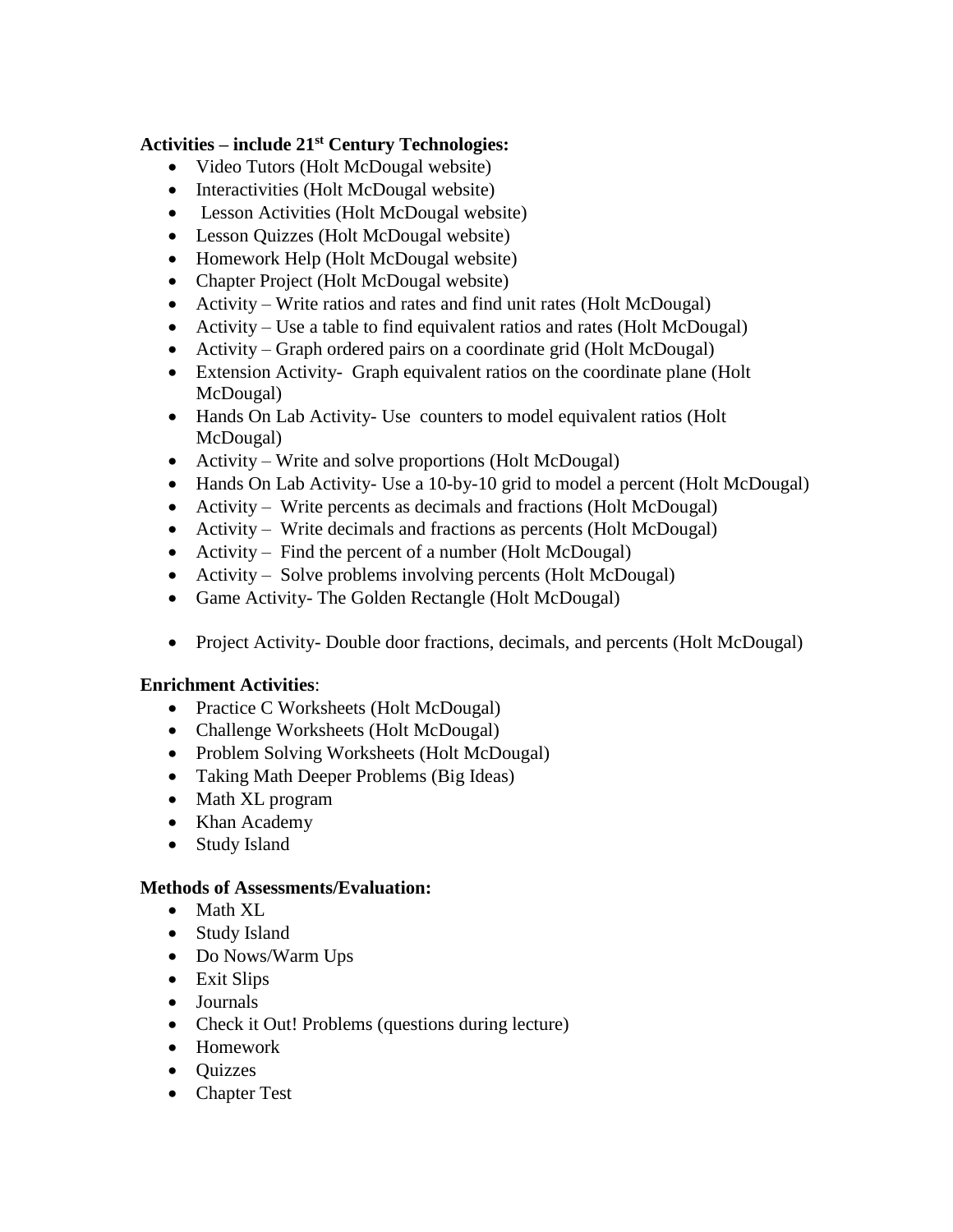**Activities – include 21st Century Technologies:**

- Video Tutors (Holt McDougal website)
- Interactivities (Holt McDougal website)
- Lesson Activities (Holt McDougal website)
- Lesson Quizzes (Holt McDougal website)
- Homework Help (Holt McDougal website)
- Chapter Project (Holt McDougal website)
- Activity – Write ratios and rates and find unit rates (Holt McDougal)
- Activity – Use a table to find equivalent ratios and rates (Holt McDougal)
- Activity – Graph ordered pairs on a coordinate grid (Holt McDougal)
- Extension Activity- Graph equivalent ratios on the coordinate plane (Holt McDougal)
- Hands On Lab Activity- Use counters to model equivalent ratios (Holt McDougal)
- Activity – Write and solve proportions (Holt McDougal)
- Hands On Lab Activity- Use a 10-by-10 grid to model a percent (Holt McDougal)
- Activity – Write percents as decimals and fractions (Holt McDougal)
- Activity – Write decimals and fractions as percents (Holt McDougal)
- Activity – Find the percent of a number (Holt McDougal)
- Activity – Solve problems involving percents (Holt McDougal)
- Game Activity- The Golden Rectangle (Holt McDougal)
- Project Activity- Double door fractions, decimals, and percents (Holt McDougal)

**Enrichment Activities**:

- Practice C Worksheets (Holt McDougal)
- Challenge Worksheets (Holt McDougal)
- Problem Solving Worksheets (Holt McDougal)
- Taking Math Deeper Problems (Big Ideas)
- Math XL program
- Khan Academy
- Study Island

**Methods of Assessments/Evaluation:**

- Math XL
- Study Island
- Do Nows/Warm Ups
- Exit Slips
- Journals
- Check it Out! Problems (questions during lecture)
- Homework
- Quizzes
- Chapter Test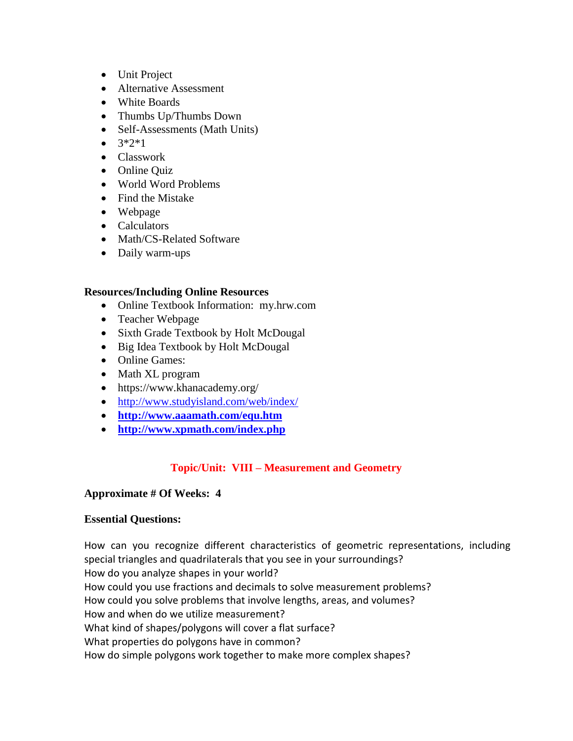- Unit Project
- Alternative Assessment
- White Boards
- Thumbs Up/Thumbs Down
- Self-Assessments (Math Units)
- 3*2*1
- Classwork
- Online Quiz
- World Word Problems
- Find the Mistake
- Webpage
- Calculators
- Math/CS-Related Software
- Daily warm-ups

**Resources/Including Online Resources**

- Online Textbook Information: my.hrw.com
- Teacher Webpage
- Sixth Grade Textbook by Holt McDougal
- Big Idea Textbook by Holt McDougal
- Online Games:
- Math XL program
- https://www.khanacademy.org/
- http://www.studyisland.com/web/index/
- **http://www.aaamath.com/equ.htm**
- **http://www.xpmath.com/index.php**

## Topic/Unit: VIII – Measurement and Geometry

**Approximate # Of Weeks: 4**

**Essential Questions:**

How can you recognize different characteristics of geometric representations, including special triangles and quadrilaterals that you see in your surroundings?
How do you analyze shapes in your world?
How could you use fractions and decimals to solve measurement problems?
How could you solve problems that involve lengths, areas, and volumes?
How and when do we utilize measurement?
What kind of shapes/polygons will cover a flat surface?
What properties do polygons have in common?
How do simple polygons work together to make more complex shapes?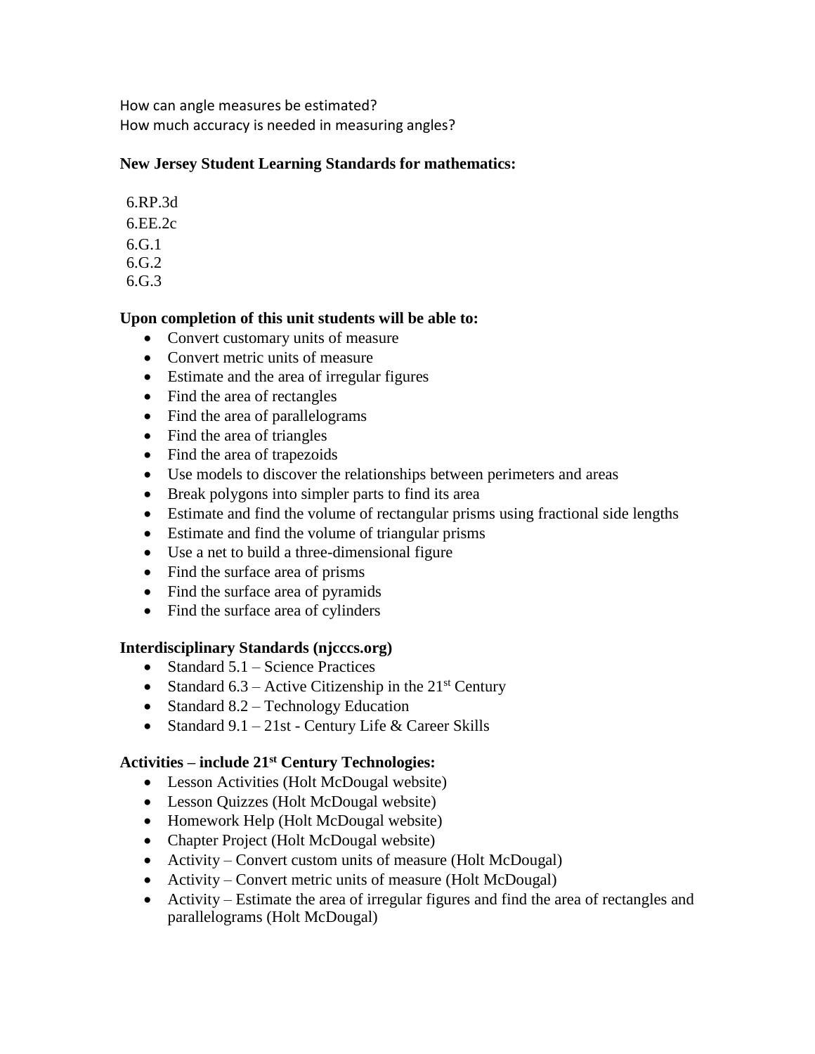How can angle measures be estimated?
How much accuracy is needed in measuring angles?

**New Jersey Student Learning Standards for mathematics:**

6.RP.3d
6.EE.2c
6.G.1
6.G.2
6.G.3

**Upon completion of this unit students will be able to:**

- Convert customary units of measure
- Convert metric units of measure
- Estimate and the area of irregular figures
- Find the area of rectangles
- Find the area of parallelograms
- Find the area of triangles
- Find the area of trapezoids
- Use models to discover the relationships between perimeters and areas
- Break polygons into simpler parts to find its area
- Estimate and find the volume of rectangular prisms using fractional side lengths
- Estimate and find the volume of triangular prisms
- Use a net to build a three-dimensional figure
- Find the surface area of prisms
- Find the surface area of pyramids
- Find the surface area of cylinders

**Interdisciplinary Standards (njcccs.org)**

- Standard 5.1 – Science Practices
- Standard 6.3 – Active Citizenship in the 21st Century
- Standard 8.2 – Technology Education
- Standard 9.1 – 21st - Century Life & Career Skills

**Activities – include 21st Century Technologies:**

- Lesson Activities (Holt McDougal website)
- Lesson Quizzes (Holt McDougal website)
- Homework Help (Holt McDougal website)
- Chapter Project (Holt McDougal website)
- Activity – Convert custom units of measure (Holt McDougal)
- Activity – Convert metric units of measure (Holt McDougal)
- Activity – Estimate the area of irregular figures and find the area of rectangles and parallelograms (Holt McDougal)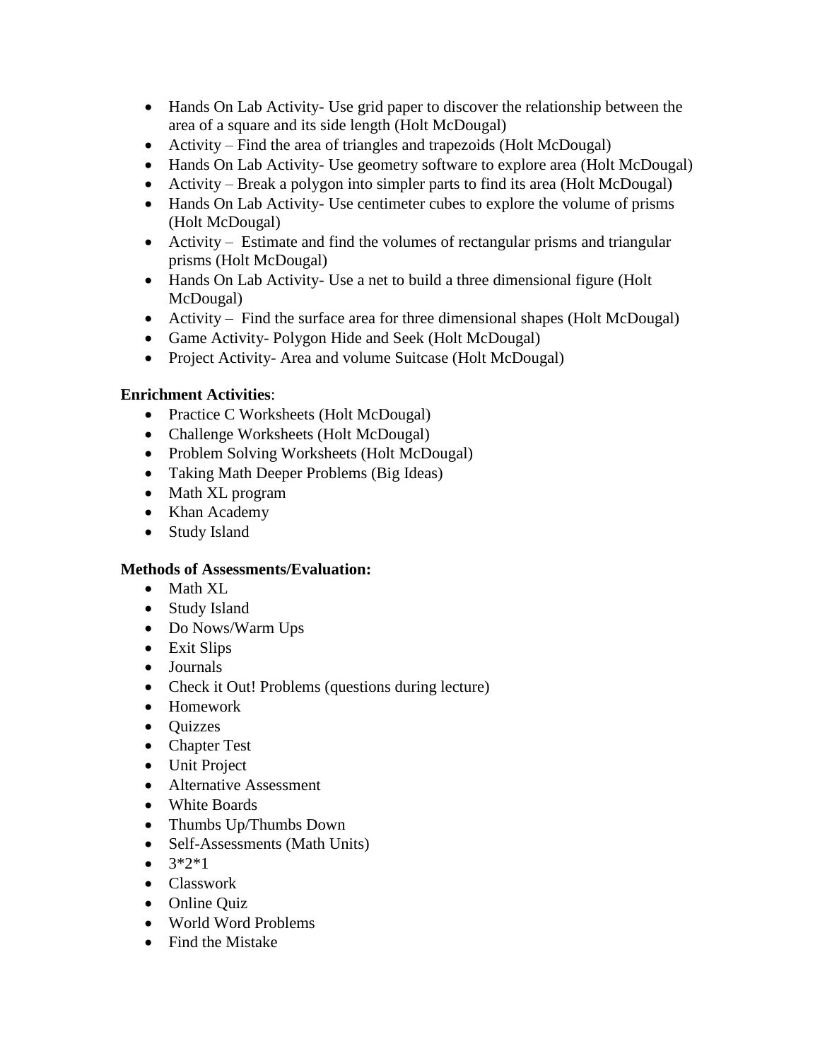- Hands On Lab Activity- Use grid paper to discover the relationship between the area of a square and its side length (Holt McDougal)
- Activity – Find the area of triangles and trapezoids (Holt McDougal)
- Hands On Lab Activity- Use geometry software to explore area (Holt McDougal)
- Activity – Break a polygon into simpler parts to find its area (Holt McDougal)
- Hands On Lab Activity- Use centimeter cubes to explore the volume of prisms (Holt McDougal)
- Activity – Estimate and find the volumes of rectangular prisms and triangular prisms (Holt McDougal)
- Hands On Lab Activity- Use a net to build a three dimensional figure (Holt McDougal)
- Activity – Find the surface area for three dimensional shapes (Holt McDougal)
- Game Activity- Polygon Hide and Seek (Holt McDougal)
- Project Activity- Area and volume Suitcase (Holt McDougal)

**Enrichment Activities**:

- Practice C Worksheets (Holt McDougal)
- Challenge Worksheets (Holt McDougal)
- Problem Solving Worksheets (Holt McDougal)
- Taking Math Deeper Problems (Big Ideas)
- Math XL program
- Khan Academy
- Study Island

**Methods of Assessments/Evaluation:**

- Math XL
- Study Island
- Do Nows/Warm Ups
- Exit Slips
- Journals
- Check it Out! Problems (questions during lecture)
- Homework
- Quizzes
- Chapter Test
- Unit Project
- Alternative Assessment
- White Boards
- Thumbs Up/Thumbs Down
- Self-Assessments (Math Units)
- 3*2*1
- Classwork
- Online Quiz
- World Word Problems
- Find the Mistake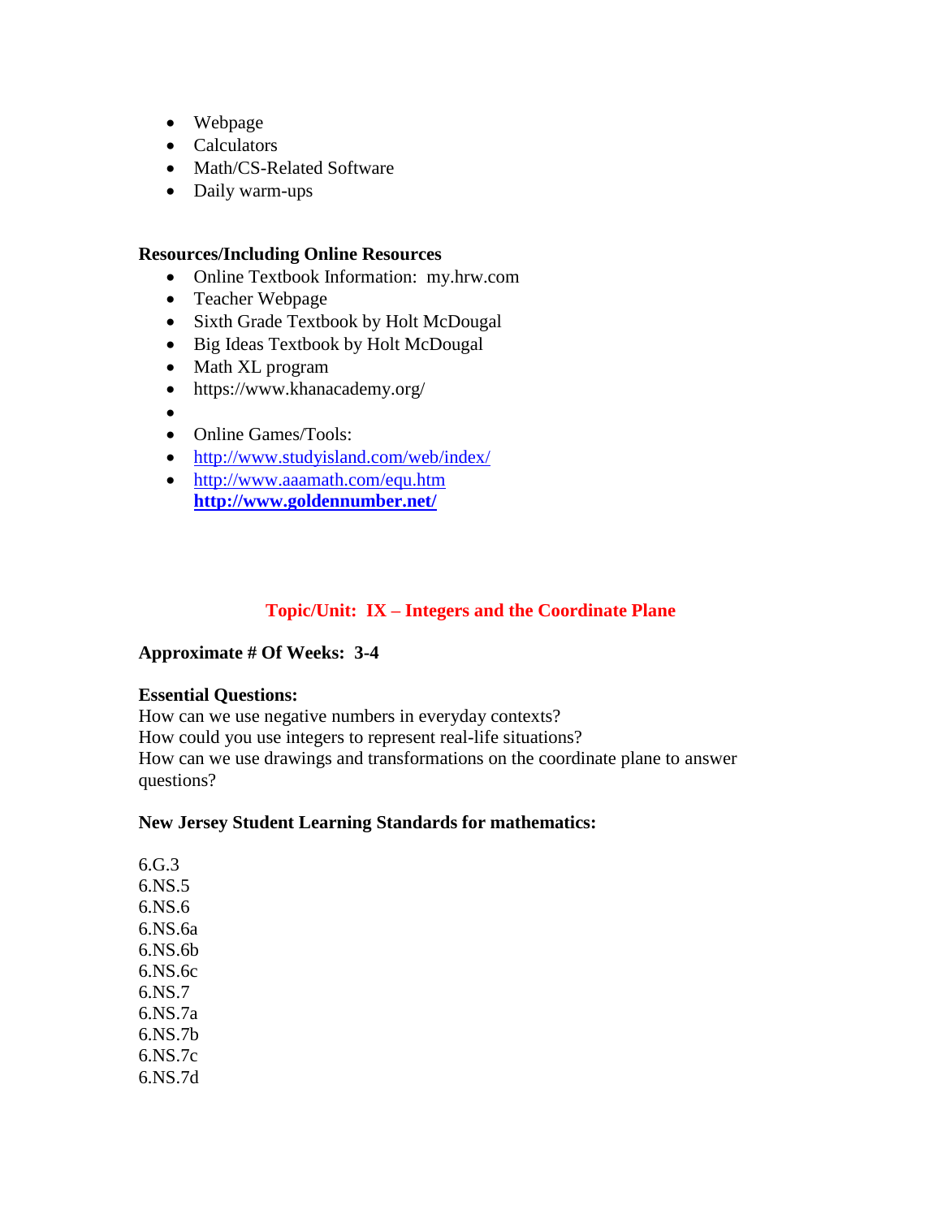- Webpage
- Calculators
- Math/CS-Related Software
- Daily warm-ups

**Resources/Including Online Resources**

- Online Textbook Information: my.hrw.com
- Teacher Webpage
- Sixth Grade Textbook by Holt McDougal
- Big Ideas Textbook by Holt McDougal
- Math XL program
- https://www.khanacademy.org/
- 
- Online Games/Tools:
- http://www.studyisland.com/web/index/
- http://www.aaamath.com/equ.htm
  **http://www.goldennumber.net/**

## Topic/Unit: IX – Integers and the Coordinate Plane

**Approximate # Of Weeks: 3-4**

**Essential Questions:**

How can we use negative numbers in everyday contexts?
How could you use integers to represent real-life situations?
How can we use drawings and transformations on the coordinate plane to answer questions?

**New Jersey Student Learning Standards for mathematics:**

6.G.3
6.NS.5
6.NS.6
6.NS.6a
6.NS.6b
6.NS.6c
6.NS.7
6.NS.7a
6.NS.7b
6.NS.7c
6.NS.7d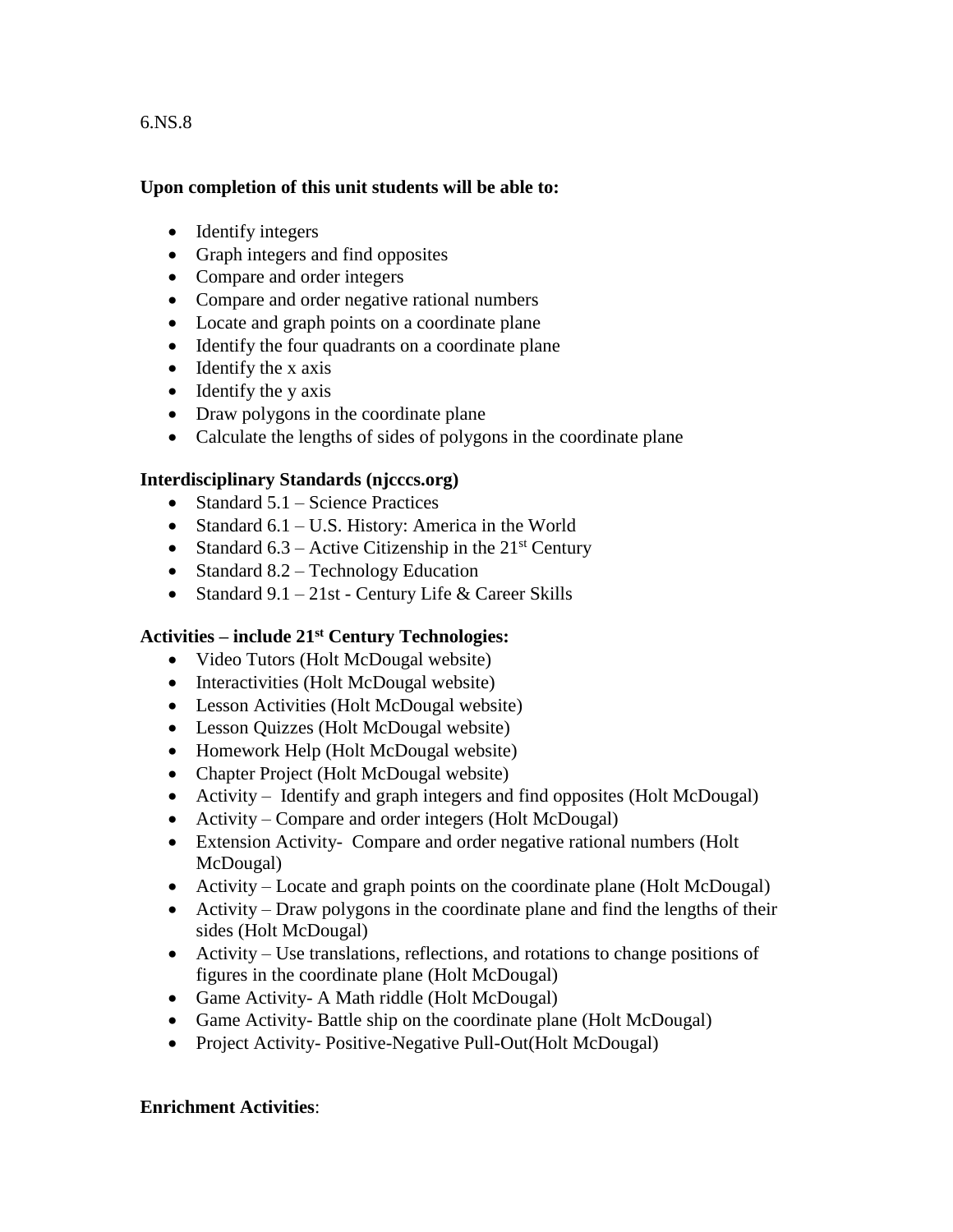6.NS.8

**Upon completion of this unit students will be able to:**

- Identify integers
- Graph integers and find opposites
- Compare and order integers
- Compare and order negative rational numbers
- Locate and graph points on a coordinate plane
- Identify the four quadrants on a coordinate plane
- Identify the x axis
- Identify the y axis
- Draw polygons in the coordinate plane
- Calculate the lengths of sides of polygons in the coordinate plane

**Interdisciplinary Standards (njcccs.org)**

- Standard 5.1 – Science Practices
- Standard 6.1 – U.S. History: America in the World
- Standard 6.3 – Active Citizenship in the 21st Century
- Standard 8.2 – Technology Education
- Standard 9.1 – 21st - Century Life & Career Skills

**Activities – include 21st Century Technologies:**

- Video Tutors (Holt McDougal website)
- Interactivities (Holt McDougal website)
- Lesson Activities (Holt McDougal website)
- Lesson Quizzes (Holt McDougal website)
- Homework Help (Holt McDougal website)
- Chapter Project (Holt McDougal website)
- Activity – Identify and graph integers and find opposites (Holt McDougal)
- Activity – Compare and order integers (Holt McDougal)
- Extension Activity- Compare and order negative rational numbers (Holt McDougal)
- Activity – Locate and graph points on the coordinate plane (Holt McDougal)
- Activity – Draw polygons in the coordinate plane and find the lengths of their sides (Holt McDougal)
- Activity – Use translations, reflections, and rotations to change positions of figures in the coordinate plane (Holt McDougal)
- Game Activity- A Math riddle (Holt McDougal)
- Game Activity- Battle ship on the coordinate plane (Holt McDougal)
- Project Activity- Positive-Negative Pull-Out(Holt McDougal)

**Enrichment Activities**: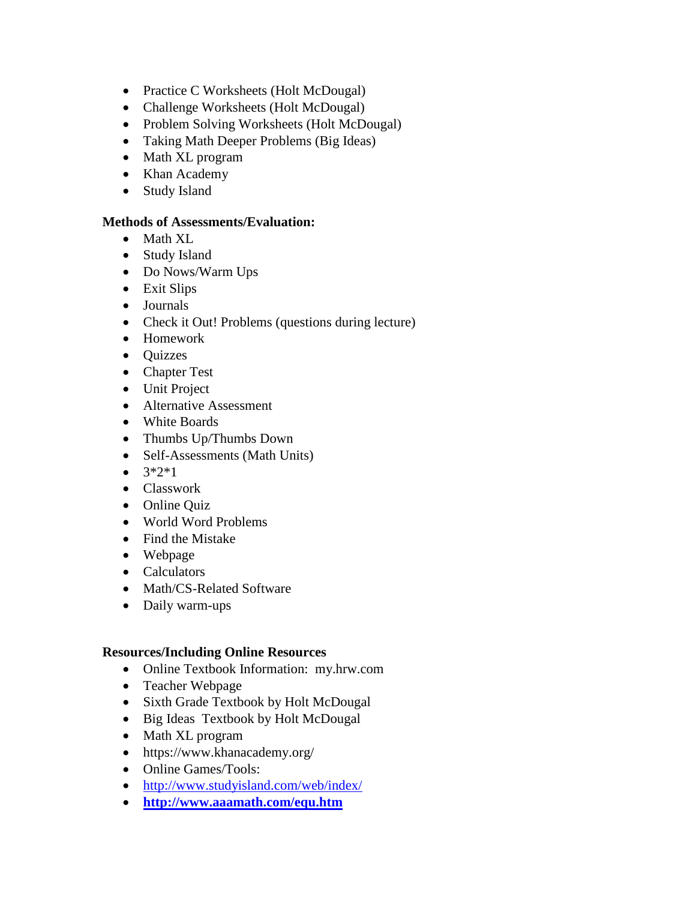- Practice C Worksheets (Holt McDougal)
- Challenge Worksheets (Holt McDougal)
- Problem Solving Worksheets (Holt McDougal)
- Taking Math Deeper Problems (Big Ideas)
- Math XL program
- Khan Academy
- Study Island

**Methods of Assessments/Evaluation:**

- Math XL
- Study Island
- Do Nows/Warm Ups
- Exit Slips
- Journals
- Check it Out! Problems (questions during lecture)
- Homework
- Quizzes
- Chapter Test
- Unit Project
- Alternative Assessment
- White Boards
- Thumbs Up/Thumbs Down
- Self-Assessments (Math Units)
- 3*2*1
- Classwork
- Online Quiz
- World Word Problems
- Find the Mistake
- Webpage
- Calculators
- Math/CS-Related Software
- Daily warm-ups

**Resources/Including Online Resources**

- Online Textbook Information: my.hrw.com
- Teacher Webpage
- Sixth Grade Textbook by Holt McDougal
- Big Ideas Textbook by Holt McDougal
- Math XL program
- https://www.khanacademy.org/
- Online Games/Tools:
- http://www.studyisland.com/web/index/
- **http://www.aaamath.com/equ.htm**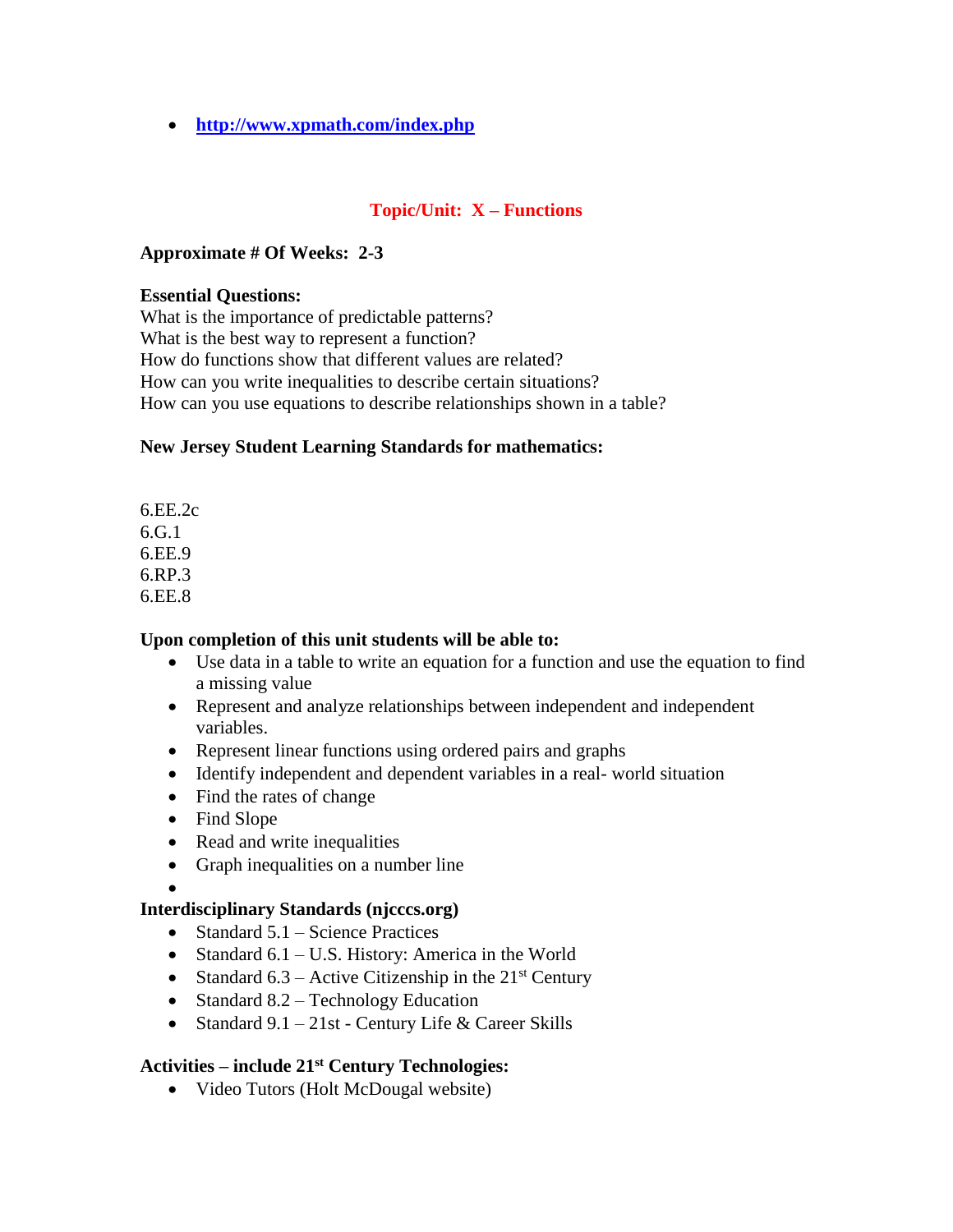- **http://www.xpmath.com/index.php**

## Topic/Unit: X – Functions

**Approximate # Of Weeks: 2-3**

**Essential Questions:**
What is the importance of predictable patterns?
What is the best way to represent a function?
How do functions show that different values are related?
How can you write inequalities to describe certain situations?
How can you use equations to describe relationships shown in a table?

**New Jersey Student Learning Standards for mathematics:**

6.EE.2c
6.G.1
6.EE.9
6.RP.3
6.EE.8

**Upon completion of this unit students will be able to:**

- Use data in a table to write an equation for a function and use the equation to find a missing value
- Represent and analyze relationships between independent and independent variables.
- Represent linear functions using ordered pairs and graphs
- Identify independent and dependent variables in a real- world situation
- Find the rates of change
- Find Slope
- Read and write inequalities
- Graph inequalities on a number line
- 

**Interdisciplinary Standards (njcccs.org)**

- Standard 5.1 – Science Practices
- Standard 6.1 – U.S. History: America in the World
- Standard 6.3 – Active Citizenship in the 21st Century
- Standard 8.2 – Technology Education
- Standard 9.1 – 21st - Century Life & Career Skills

**Activities – include 21st Century Technologies:**

- Video Tutors (Holt McDougal website)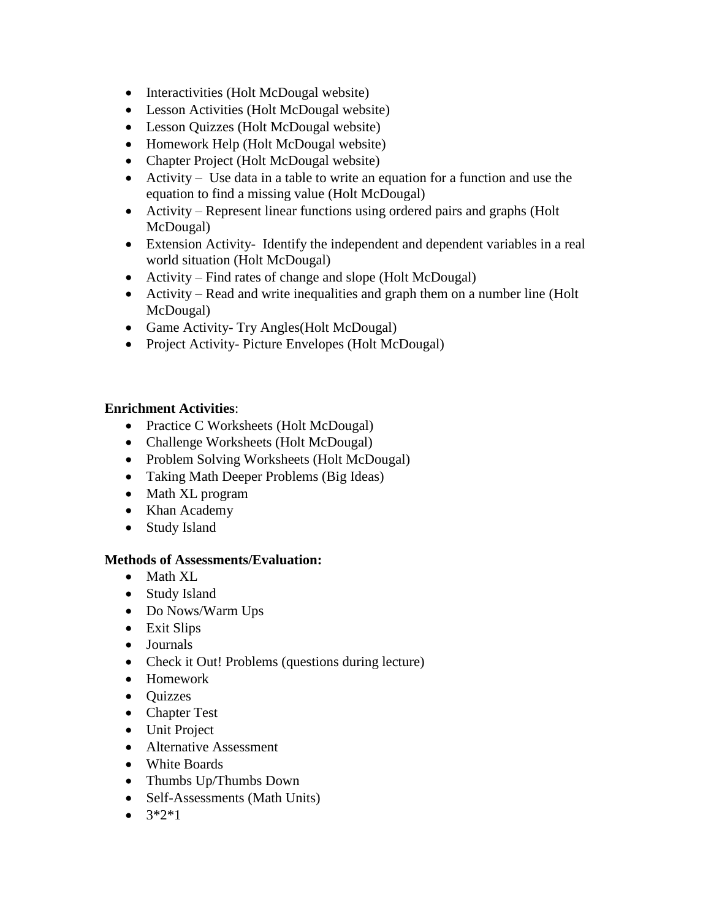- Interactivities (Holt McDougal website)
- Lesson Activities (Holt McDougal website)
- Lesson Quizzes (Holt McDougal website)
- Homework Help (Holt McDougal website)
- Chapter Project (Holt McDougal website)
- Activity – Use data in a table to write an equation for a function and use the equation to find a missing value (Holt McDougal)
- Activity – Represent linear functions using ordered pairs and graphs (Holt McDougal)
- Extension Activity- Identify the independent and dependent variables in a real world situation (Holt McDougal)
- Activity – Find rates of change and slope (Holt McDougal)
- Activity – Read and write inequalities and graph them on a number line (Holt McDougal)
- Game Activity- Try Angles(Holt McDougal)
- Project Activity- Picture Envelopes (Holt McDougal)

**Enrichment Activities**:

- Practice C Worksheets (Holt McDougal)
- Challenge Worksheets (Holt McDougal)
- Problem Solving Worksheets (Holt McDougal)
- Taking Math Deeper Problems (Big Ideas)
- Math XL program
- Khan Academy
- Study Island

**Methods of Assessments/Evaluation:**

- Math XL
- Study Island
- Do Nows/Warm Ups
- Exit Slips
- Journals
- Check it Out! Problems (questions during lecture)
- Homework
- Quizzes
- Chapter Test
- Unit Project
- Alternative Assessment
- White Boards
- Thumbs Up/Thumbs Down
- Self-Assessments (Math Units)
- 3*2*1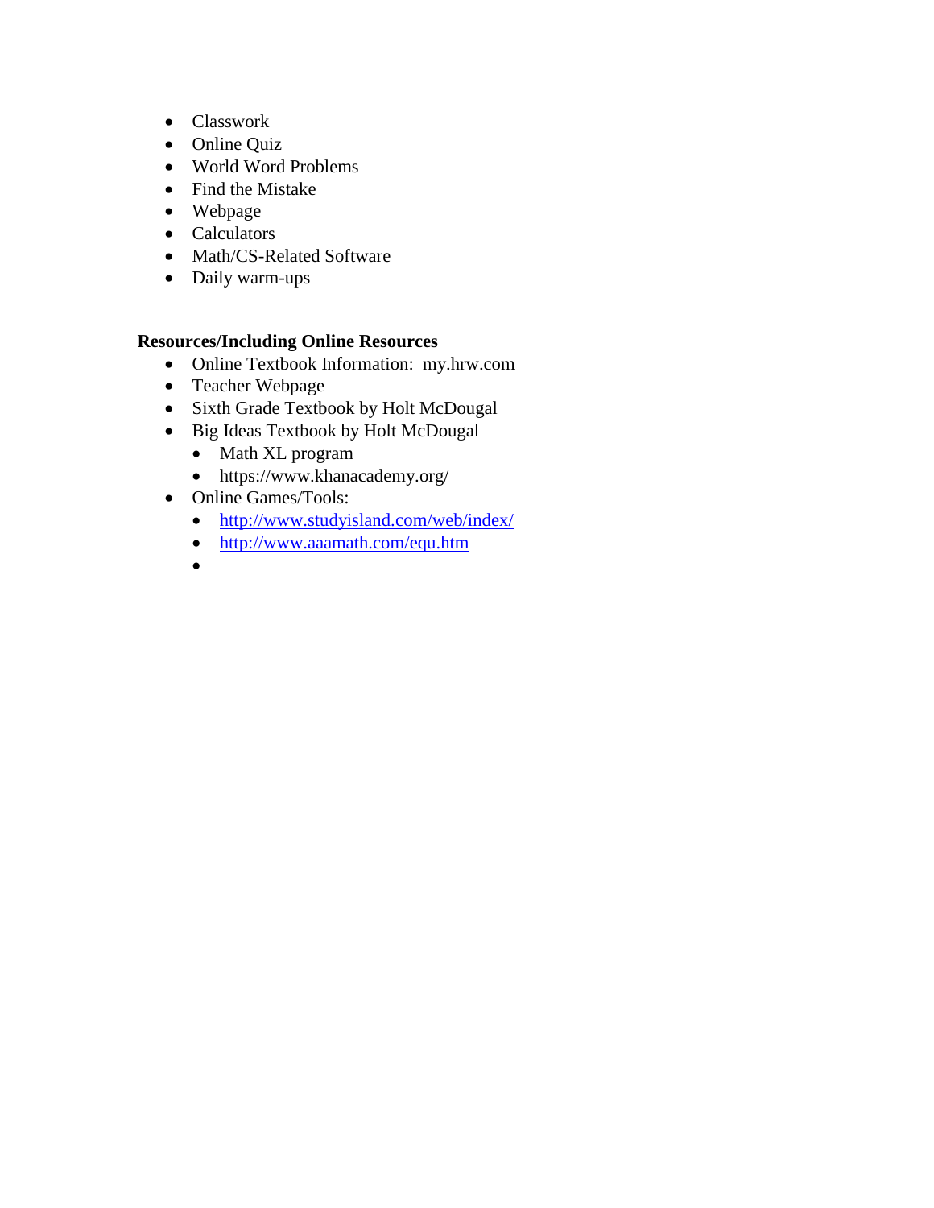- Classwork
- Online Quiz
- World Word Problems
- Find the Mistake
- Webpage
- Calculators
- Math/CS-Related Software
- Daily warm-ups

**Resources/Including Online Resources**

- Online Textbook Information: my.hrw.com
- Teacher Webpage
- Sixth Grade Textbook by Holt McDougal
- Big Ideas Textbook by Holt McDougal
  - Math XL program
  - https://www.khanacademy.org/
- Online Games/Tools:
  - http://www.studyisland.com/web/index/
  - http://www.aaamath.com/equ.htm
  -